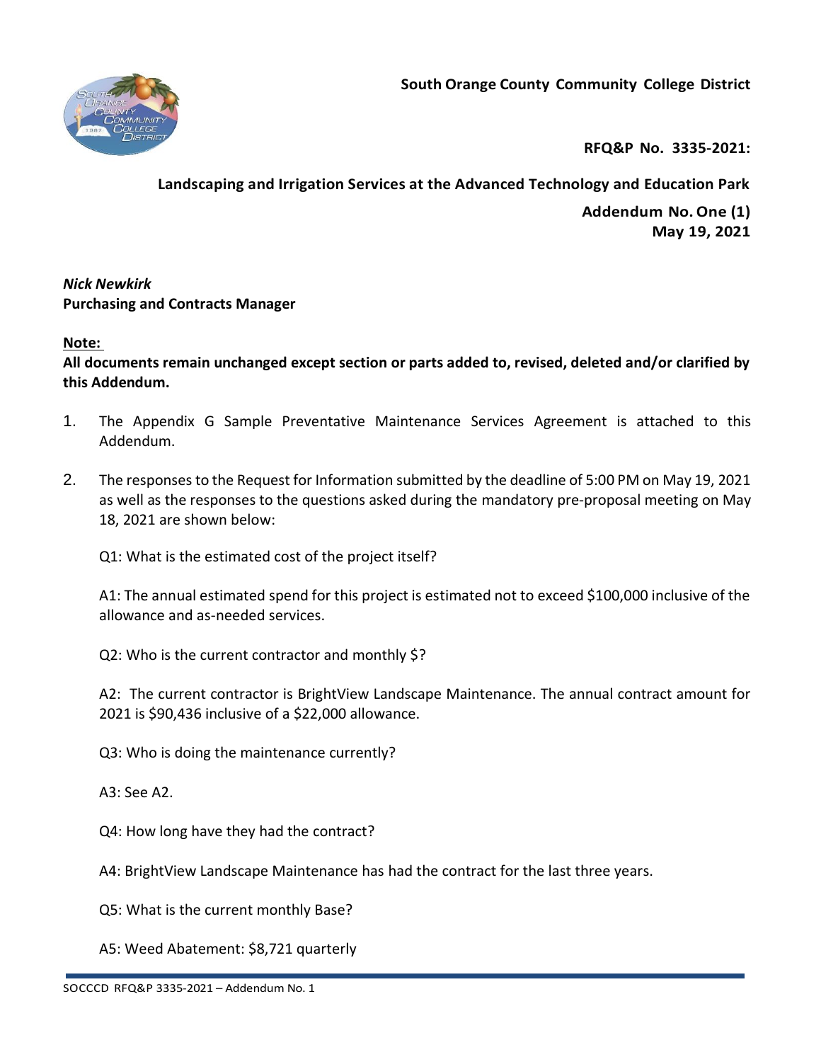**South Orange County Community College District**

**RFQ&P No. 3335-2021:**

**Landscaping and Irrigation Services at the Advanced Technology and Education Park**

**Addendum No. One (1)**
**May 19, 2021**

***Nick Newkirk***
**Purchasing and Contracts Manager**

**Note:**
**All documents remain unchanged except section or parts added to, revised, deleted and/or clarified by this Addendum.**

1. The Appendix G Sample Preventative Maintenance Services Agreement is attached to this Addendum.

2. The responses to the Request for Information submitted by the deadline of 5:00 PM on May 19, 2021 as well as the responses to the questions asked during the mandatory pre-proposal meeting on May 18, 2021 are shown below:

   Q1: What is the estimated cost of the project itself?

   A1: The annual estimated spend for this project is estimated not to exceed $100,000 inclusive of the allowance and as-needed services.

   Q2: Who is the current contractor and monthly $?

   A2: The current contractor is BrightView Landscape Maintenance. The annual contract amount for 2021 is $90,436 inclusive of a $22,000 allowance.

   Q3: Who is doing the maintenance currently?

   A3: See A2.

   Q4: How long have they had the contract?

   A4: BrightView Landscape Maintenance has had the contract for the last three years.

   Q5: What is the current monthly Base?

   A5: Weed Abatement: $8,721 quarterly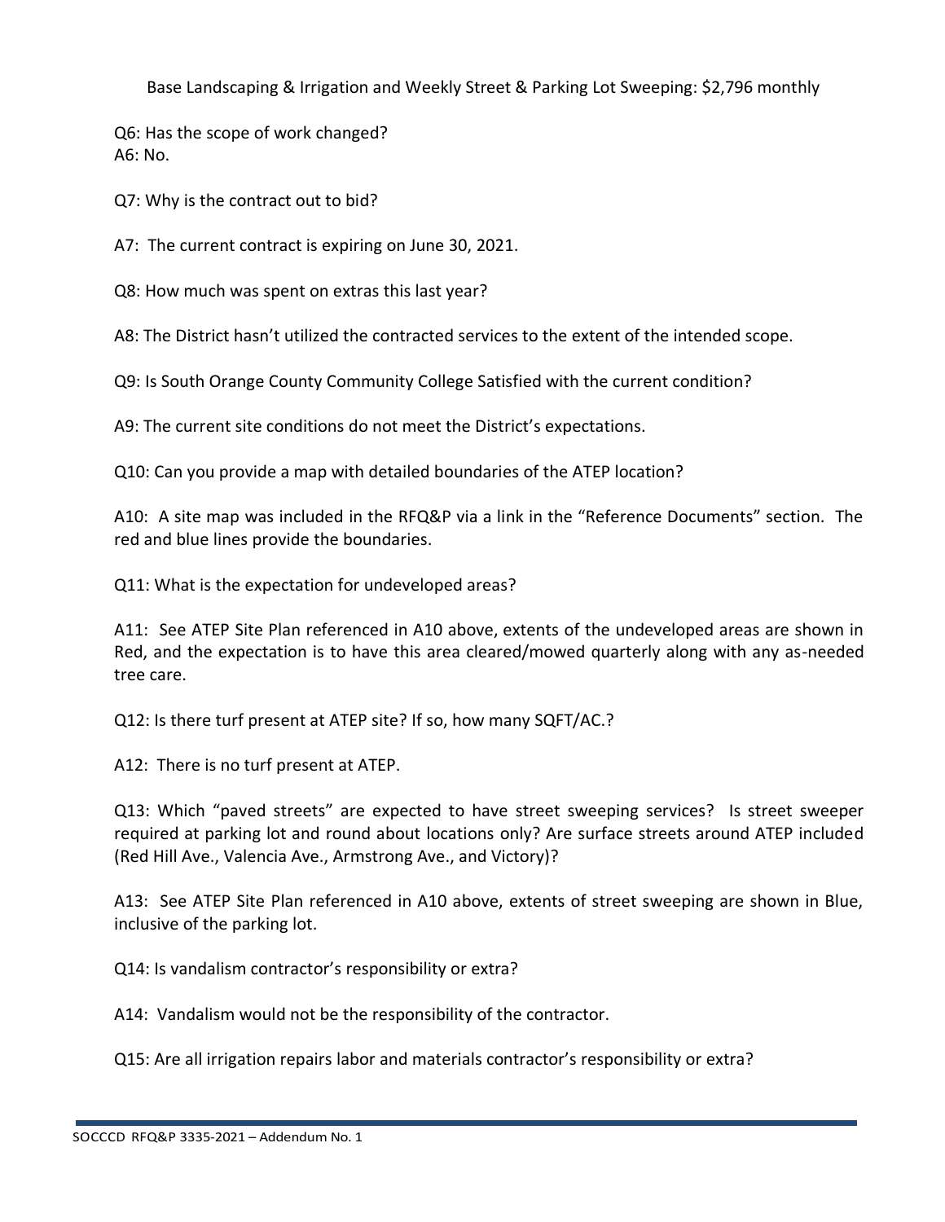Base Landscaping & Irrigation and Weekly Street & Parking Lot Sweeping: $2,796 monthly

Q6: Has the scope of work changed?
A6: No.

Q7: Why is the contract out to bid?

A7: The current contract is expiring on June 30, 2021.

Q8: How much was spent on extras this last year?

A8: The District hasn't utilized the contracted services to the extent of the intended scope.

Q9: Is South Orange County Community College Satisfied with the current condition?

A9: The current site conditions do not meet the District's expectations.

Q10: Can you provide a map with detailed boundaries of the ATEP location?

A10: A site map was included in the RFQ&P via a link in the "Reference Documents" section. The red and blue lines provide the boundaries.

Q11: What is the expectation for undeveloped areas?

A11: See ATEP Site Plan referenced in A10 above, extents of the undeveloped areas are shown in Red, and the expectation is to have this area cleared/mowed quarterly along with any as-needed tree care.

Q12: Is there turf present at ATEP site? If so, how many SQFT/AC.?

A12: There is no turf present at ATEP.

Q13: Which "paved streets" are expected to have street sweeping services? Is street sweeper required at parking lot and round about locations only? Are surface streets around ATEP included (Red Hill Ave., Valencia Ave., Armstrong Ave., and Victory)?

A13: See ATEP Site Plan referenced in A10 above, extents of street sweeping are shown in Blue, inclusive of the parking lot.

Q14: Is vandalism contractor's responsibility or extra?

A14: Vandalism would not be the responsibility of the contractor.

Q15: Are all irrigation repairs labor and materials contractor's responsibility or extra?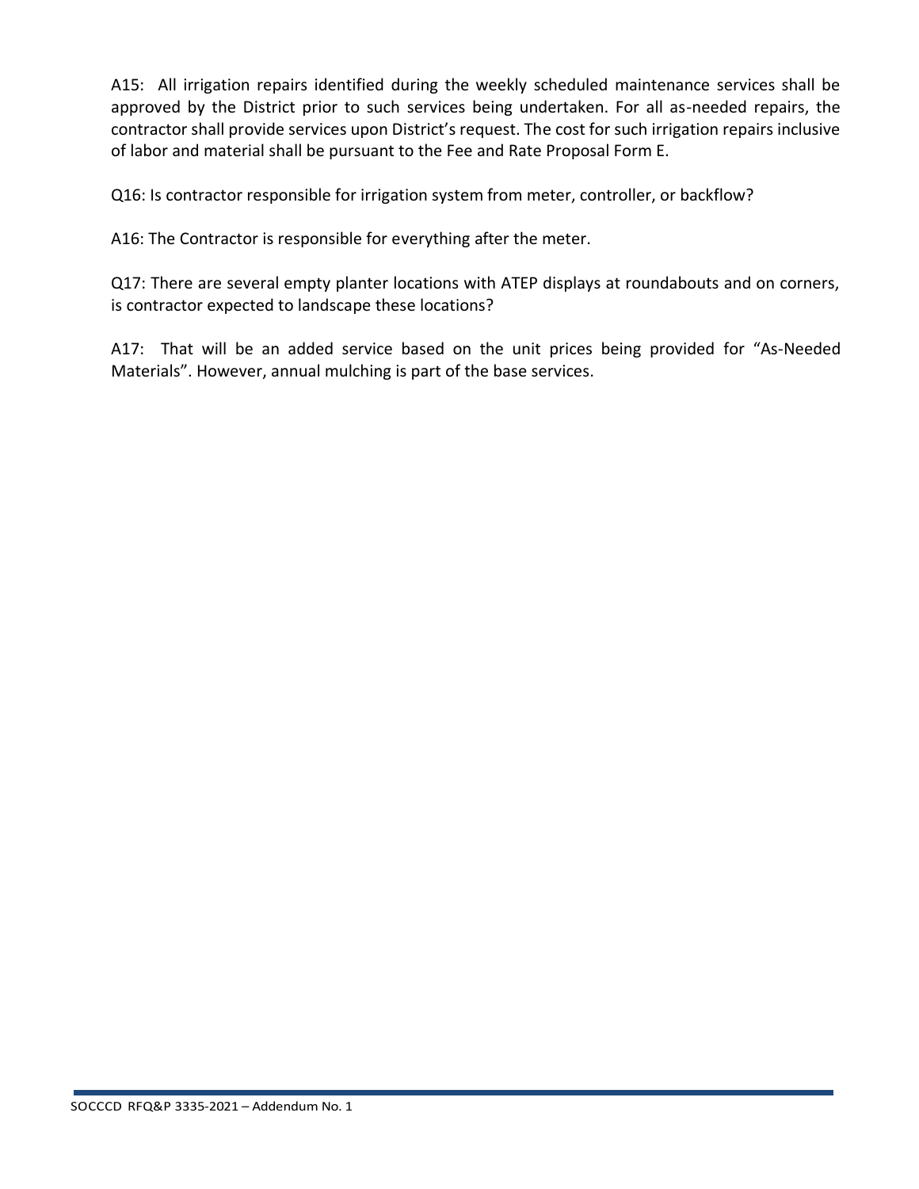A15: All irrigation repairs identified during the weekly scheduled maintenance services shall be approved by the District prior to such services being undertaken. For all as-needed repairs, the contractor shall provide services upon District's request. The cost for such irrigation repairs inclusive of labor and material shall be pursuant to the Fee and Rate Proposal Form E.

Q16: Is contractor responsible for irrigation system from meter, controller, or backflow?

A16: The Contractor is responsible for everything after the meter.

Q17: There are several empty planter locations with ATEP displays at roundabouts and on corners, is contractor expected to landscape these locations?

A17: That will be an added service based on the unit prices being provided for "As-Needed Materials". However, annual mulching is part of the base services.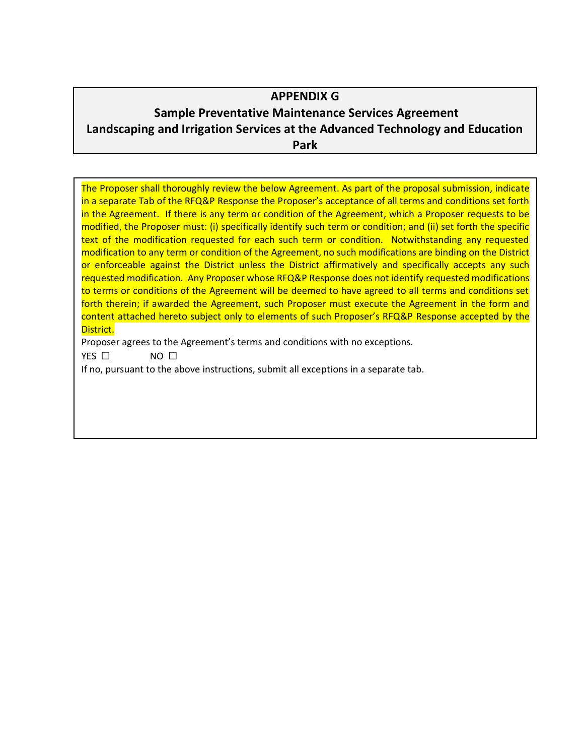# APPENDIX G

## Sample Preventative Maintenance Services Agreement

## Landscaping and Irrigation Services at the Advanced Technology and Education Park

The Proposer shall thoroughly review the below Agreement. As part of the proposal submission, indicate in a separate Tab of the RFQ&P Response the Proposer's acceptance of all terms and conditions set forth in the Agreement. If there is any term or condition of the Agreement, which a Proposer requests to be modified, the Proposer must: (i) specifically identify such term or condition; and (ii) set forth the specific text of the modification requested for each such term or condition. Notwithstanding any requested modification to any term or condition of the Agreement, no such modifications are binding on the District or enforceable against the District unless the District affirmatively and specifically accepts any such requested modification. Any Proposer whose RFQ&P Response does not identify requested modifications to terms or conditions of the Agreement will be deemed to have agreed to all terms and conditions set forth therein; if awarded the Agreement, such Proposer must execute the Agreement in the form and content attached hereto subject only to elements of such Proposer's RFQ&P Response accepted by the District.

Proposer agrees to the Agreement's terms and conditions with no exceptions.

YES ☐ NO ☐

If no, pursuant to the above instructions, submit all exceptions in a separate tab.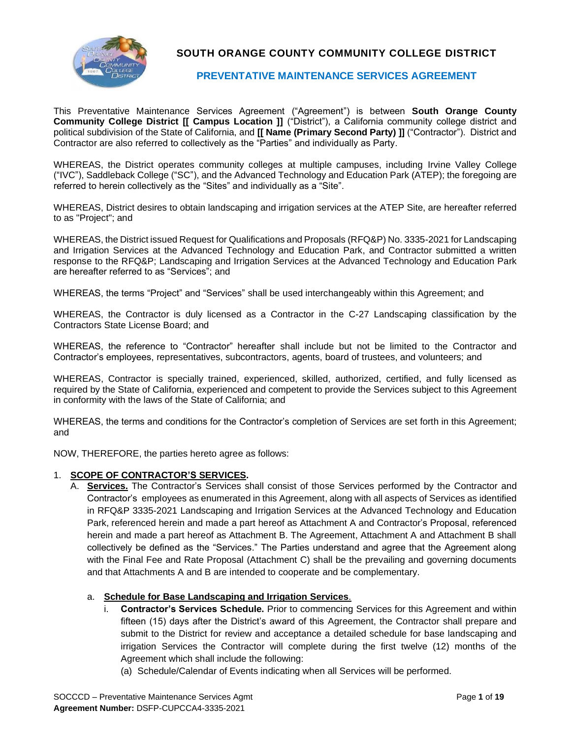**SOUTH ORANGE COUNTY COMMUNITY COLLEGE DISTRICT**

**PREVENTATIVE MAINTENANCE SERVICES AGREEMENT**

This Preventative Maintenance Services Agreement ("Agreement") is between **South Orange County Community College District [[ Campus Location ]]** ("District"), a California community college district and political subdivision of the State of California, and **[[ Name (Primary Second Party) ]]** ("Contractor"). District and Contractor are also referred to collectively as the "Parties" and individually as Party.

WHEREAS, the District operates community colleges at multiple campuses, including Irvine Valley College ("IVC"), Saddleback College ("SC"), and the Advanced Technology and Education Park (ATEP); the foregoing are referred to herein collectively as the "Sites" and individually as a "Site".

WHEREAS, District desires to obtain landscaping and irrigation services at the ATEP Site, are hereafter referred to as "Project"; and

WHEREAS, the District issued Request for Qualifications and Proposals (RFQ&P) No. 3335-2021 for Landscaping and Irrigation Services at the Advanced Technology and Education Park, and Contractor submitted a written response to the RFQ&P; Landscaping and Irrigation Services at the Advanced Technology and Education Park are hereafter referred to as "Services"; and

WHEREAS, the terms "Project" and "Services" shall be used interchangeably within this Agreement; and

WHEREAS, the Contractor is duly licensed as a Contractor in the C-27 Landscaping classification by the Contractors State License Board; and

WHEREAS, the reference to "Contractor" hereafter shall include but not be limited to the Contractor and Contractor's employees, representatives, subcontractors, agents, board of trustees, and volunteers; and

WHEREAS, Contractor is specially trained, experienced, skilled, authorized, certified, and fully licensed as required by the State of California, experienced and competent to provide the Services subject to this Agreement in conformity with the laws of the State of California; and

WHEREAS, the terms and conditions for the Contractor's completion of Services are set forth in this Agreement; and

NOW, THEREFORE, the parties hereto agree as follows:

1. **SCOPE OF CONTRACTOR'S SERVICES.**
   A. **Services.** The Contractor's Services shall consist of those Services performed by the Contractor and Contractor's employees as enumerated in this Agreement, along with all aspects of Services as identified in RFQ&P 3335-2021 Landscaping and Irrigation Services at the Advanced Technology and Education Park, referenced herein and made a part hereof as Attachment A and Contractor's Proposal, referenced herein and made a part hereof as Attachment B. The Agreement, Attachment A and Attachment B shall collectively be defined as the "Services." The Parties understand and agree that the Agreement along with the Final Fee and Rate Proposal (Attachment C) shall be the prevailing and governing documents and that Attachments A and B are intended to cooperate and be complementary.

      a. **Schedule for Base Landscaping and Irrigation Services.**
         i. **Contractor's Services Schedule.** Prior to commencing Services for this Agreement and within fifteen (15) days after the District's award of this Agreement, the Contractor shall prepare and submit to the District for review and acceptance a detailed schedule for base landscaping and irrigation Services the Contractor will complete during the first twelve (12) months of the Agreement which shall include the following:
            (a) Schedule/Calendar of Events indicating when all Services will be performed.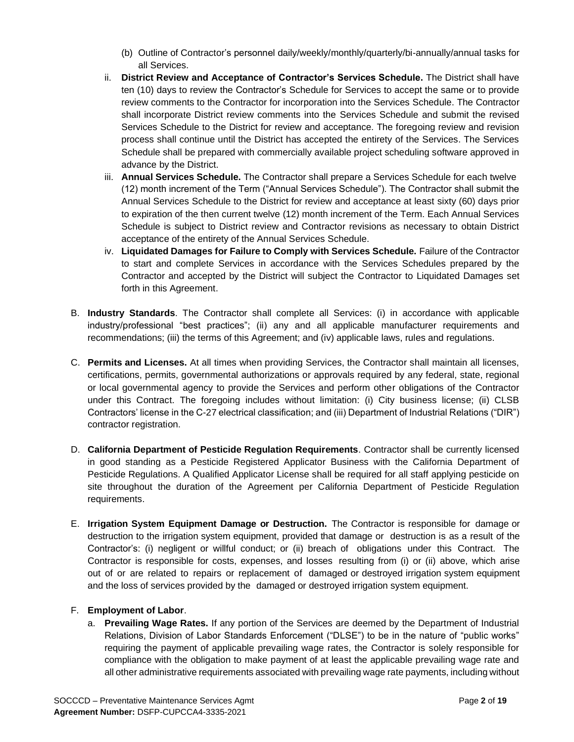(b) Outline of Contractor's personnel daily/weekly/monthly/quarterly/bi-annually/annual tasks for all Services.

ii. **District Review and Acceptance of Contractor's Services Schedule.** The District shall have ten (10) days to review the Contractor's Schedule for Services to accept the same or to provide review comments to the Contractor for incorporation into the Services Schedule. The Contractor shall incorporate District review comments into the Services Schedule and submit the revised Services Schedule to the District for review and acceptance. The foregoing review and revision process shall continue until the District has accepted the entirety of the Services. The Services Schedule shall be prepared with commercially available project scheduling software approved in advance by the District.

iii. **Annual Services Schedule.** The Contractor shall prepare a Services Schedule for each twelve (12) month increment of the Term ("Annual Services Schedule"). The Contractor shall submit the Annual Services Schedule to the District for review and acceptance at least sixty (60) days prior to expiration of the then current twelve (12) month increment of the Term. Each Annual Services Schedule is subject to District review and Contractor revisions as necessary to obtain District acceptance of the entirety of the Annual Services Schedule.

iv. **Liquidated Damages for Failure to Comply with Services Schedule.** Failure of the Contractor to start and complete Services in accordance with the Services Schedules prepared by the Contractor and accepted by the District will subject the Contractor to Liquidated Damages set forth in this Agreement.

B. **Industry Standards**. The Contractor shall complete all Services: (i) in accordance with applicable industry/professional "best practices"; (ii) any and all applicable manufacturer requirements and recommendations; (iii) the terms of this Agreement; and (iv) applicable laws, rules and regulations.

C. **Permits and Licenses.** At all times when providing Services, the Contractor shall maintain all licenses, certifications, permits, governmental authorizations or approvals required by any federal, state, regional or local governmental agency to provide the Services and perform other obligations of the Contractor under this Contract. The foregoing includes without limitation: (i) City business license; (ii) CLSB Contractors' license in the C-27 electrical classification; and (iii) Department of Industrial Relations ("DIR") contractor registration.

D. **California Department of Pesticide Regulation Requirements**. Contractor shall be currently licensed in good standing as a Pesticide Registered Applicator Business with the California Department of Pesticide Regulations. A Qualified Applicator License shall be required for all staff applying pesticide on site throughout the duration of the Agreement per California Department of Pesticide Regulation requirements.

E. **Irrigation System Equipment Damage or Destruction.** The Contractor is responsible for damage or destruction to the irrigation system equipment, provided that damage or destruction is as a result of the Contractor's: (i) negligent or willful conduct; or (ii) breach of obligations under this Contract. The Contractor is responsible for costs, expenses, and losses resulting from (i) or (ii) above, which arise out of or are related to repairs or replacement of damaged or destroyed irrigation system equipment and the loss of services provided by the damaged or destroyed irrigation system equipment.

F. **Employment of Labor**.

a. **Prevailing Wage Rates.** If any portion of the Services are deemed by the Department of Industrial Relations, Division of Labor Standards Enforcement ("DLSE") to be in the nature of "public works" requiring the payment of applicable prevailing wage rates, the Contractor is solely responsible for compliance with the obligation to make payment of at least the applicable prevailing wage rate and all other administrative requirements associated with prevailing wage rate payments, including without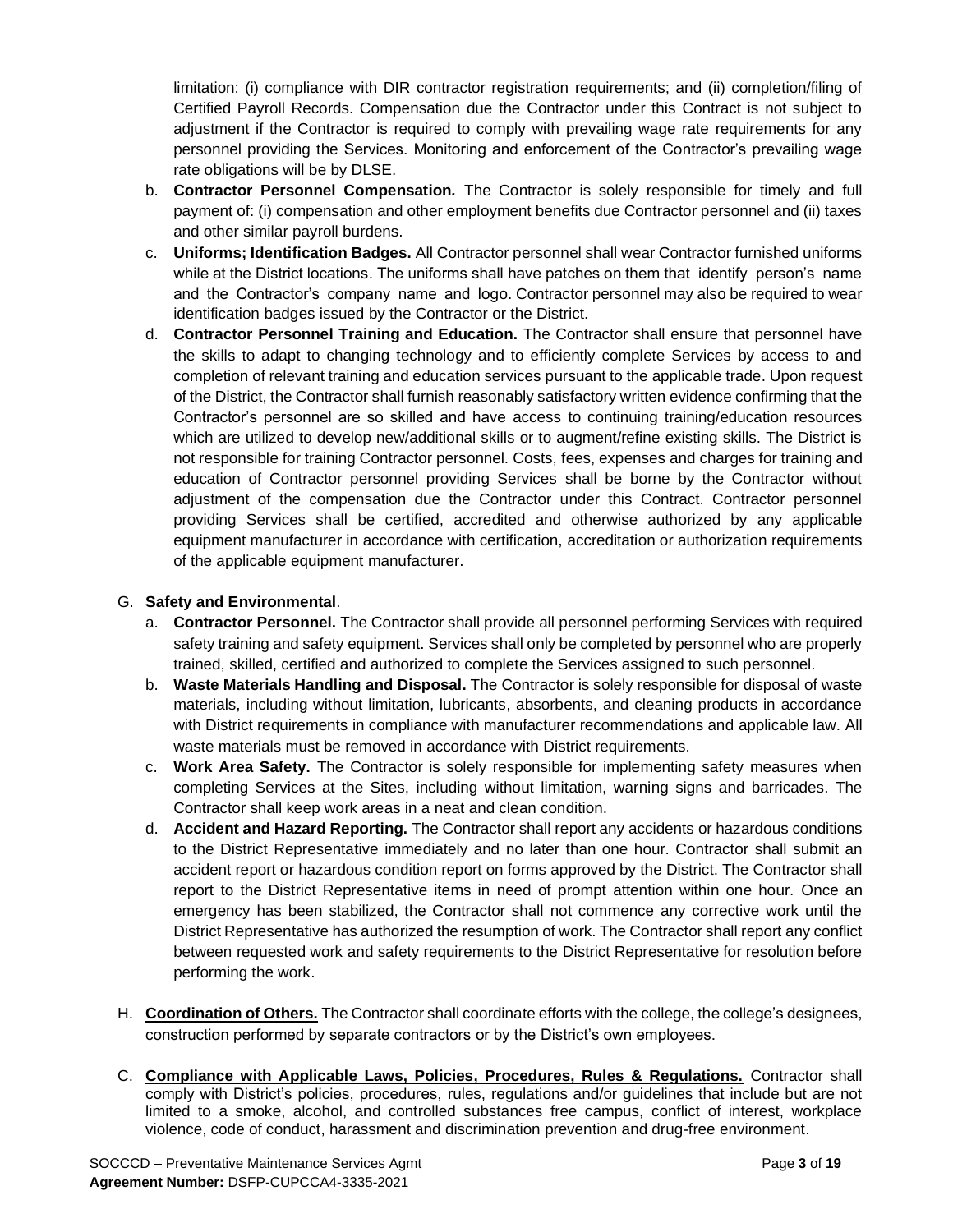limitation: (i) compliance with DIR contractor registration requirements; and (ii) completion/filing of Certified Payroll Records. Compensation due the Contractor under this Contract is not subject to adjustment if the Contractor is required to comply with prevailing wage rate requirements for any personnel providing the Services. Monitoring and enforcement of the Contractor's prevailing wage rate obligations will be by DLSE.

b. **Contractor Personnel Compensation.** The Contractor is solely responsible for timely and full payment of: (i) compensation and other employment benefits due Contractor personnel and (ii) taxes and other similar payroll burdens.

c. **Uniforms; Identification Badges.** All Contractor personnel shall wear Contractor furnished uniforms while at the District locations. The uniforms shall have patches on them that identify person's name and the Contractor's company name and logo. Contractor personnel may also be required to wear identification badges issued by the Contractor or the District.

d. **Contractor Personnel Training and Education.** The Contractor shall ensure that personnel have the skills to adapt to changing technology and to efficiently complete Services by access to and completion of relevant training and education services pursuant to the applicable trade. Upon request of the District, the Contractor shall furnish reasonably satisfactory written evidence confirming that the Contractor's personnel are so skilled and have access to continuing training/education resources which are utilized to develop new/additional skills or to augment/refine existing skills. The District is not responsible for training Contractor personnel. Costs, fees, expenses and charges for training and education of Contractor personnel providing Services shall be borne by the Contractor without adjustment of the compensation due the Contractor under this Contract. Contractor personnel providing Services shall be certified, accredited and otherwise authorized by any applicable equipment manufacturer in accordance with certification, accreditation or authorization requirements of the applicable equipment manufacturer.

G. **Safety and Environmental**.

a. **Contractor Personnel.** The Contractor shall provide all personnel performing Services with required safety training and safety equipment. Services shall only be completed by personnel who are properly trained, skilled, certified and authorized to complete the Services assigned to such personnel.

b. **Waste Materials Handling and Disposal.** The Contractor is solely responsible for disposal of waste materials, including without limitation, lubricants, absorbents, and cleaning products in accordance with District requirements in compliance with manufacturer recommendations and applicable law. All waste materials must be removed in accordance with District requirements.

c. **Work Area Safety.** The Contractor is solely responsible for implementing safety measures when completing Services at the Sites, including without limitation, warning signs and barricades. The Contractor shall keep work areas in a neat and clean condition.

d. **Accident and Hazard Reporting.** The Contractor shall report any accidents or hazardous conditions to the District Representative immediately and no later than one hour. Contractor shall submit an accident report or hazardous condition report on forms approved by the District. The Contractor shall report to the District Representative items in need of prompt attention within one hour. Once an emergency has been stabilized, the Contractor shall not commence any corrective work until the District Representative has authorized the resumption of work. The Contractor shall report any conflict between requested work and safety requirements to the District Representative for resolution before performing the work.

H. **Coordination of Others.** The Contractor shall coordinate efforts with the college, the college's designees, construction performed by separate contractors or by the District's own employees.

C. **Compliance with Applicable Laws, Policies, Procedures, Rules & Regulations.** Contractor shall comply with District's policies, procedures, rules, regulations and/or guidelines that include but are not limited to a smoke, alcohol, and controlled substances free campus, conflict of interest, workplace violence, code of conduct, harassment and discrimination prevention and drug-free environment.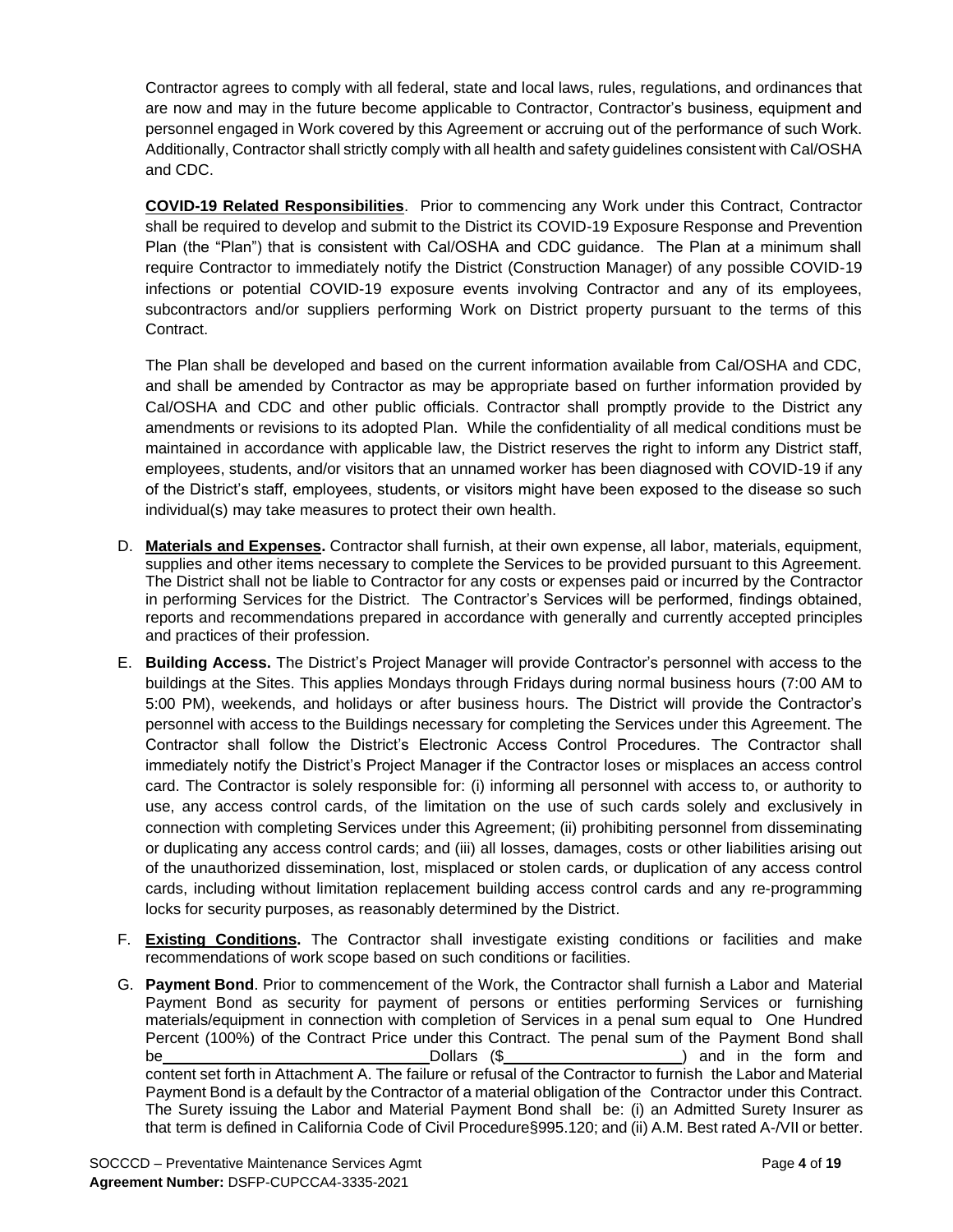Contractor agrees to comply with all federal, state and local laws, rules, regulations, and ordinances that are now and may in the future become applicable to Contractor, Contractor's business, equipment and personnel engaged in Work covered by this Agreement or accruing out of the performance of such Work. Additionally, Contractor shall strictly comply with all health and safety guidelines consistent with Cal/OSHA and CDC.

**COVID-19 Related Responsibilities**. Prior to commencing any Work under this Contract, Contractor shall be required to develop and submit to the District its COVID-19 Exposure Response and Prevention Plan (the "Plan") that is consistent with Cal/OSHA and CDC guidance. The Plan at a minimum shall require Contractor to immediately notify the District (Construction Manager) of any possible COVID-19 infections or potential COVID-19 exposure events involving Contractor and any of its employees, subcontractors and/or suppliers performing Work on District property pursuant to the terms of this Contract.

The Plan shall be developed and based on the current information available from Cal/OSHA and CDC, and shall be amended by Contractor as may be appropriate based on further information provided by Cal/OSHA and CDC and other public officials. Contractor shall promptly provide to the District any amendments or revisions to its adopted Plan. While the confidentiality of all medical conditions must be maintained in accordance with applicable law, the District reserves the right to inform any District staff, employees, students, and/or visitors that an unnamed worker has been diagnosed with COVID-19 if any of the District's staff, employees, students, or visitors might have been exposed to the disease so such individual(s) may take measures to protect their own health.

D. **Materials and Expenses.** Contractor shall furnish, at their own expense, all labor, materials, equipment, supplies and other items necessary to complete the Services to be provided pursuant to this Agreement. The District shall not be liable to Contractor for any costs or expenses paid or incurred by the Contractor in performing Services for the District. The Contractor's Services will be performed, findings obtained, reports and recommendations prepared in accordance with generally and currently accepted principles and practices of their profession.

E. **Building Access.** The District's Project Manager will provide Contractor's personnel with access to the buildings at the Sites. This applies Mondays through Fridays during normal business hours (7:00 AM to 5:00 PM), weekends, and holidays or after business hours. The District will provide the Contractor's personnel with access to the Buildings necessary for completing the Services under this Agreement. The Contractor shall follow the District's Electronic Access Control Procedures. The Contractor shall immediately notify the District's Project Manager if the Contractor loses or misplaces an access control card. The Contractor is solely responsible for: (i) informing all personnel with access to, or authority to use, any access control cards, of the limitation on the use of such cards solely and exclusively in connection with completing Services under this Agreement; (ii) prohibiting personnel from disseminating or duplicating any access control cards; and (iii) all losses, damages, costs or other liabilities arising out of the unauthorized dissemination, lost, misplaced or stolen cards, or duplication of any access control cards, including without limitation replacement building access control cards and any re-programming locks for security purposes, as reasonably determined by the District.

F. **Existing Conditions.** The Contractor shall investigate existing conditions or facilities and make recommendations of work scope based on such conditions or facilities.

G. **Payment Bond**. Prior to commencement of the Work, the Contractor shall furnish a Labor and Material Payment Bond as security for payment of persons or entities performing Services or furnishing materials/equipment in connection with completion of Services in a penal sum equal to One Hundred Percent (100%) of the Contract Price under this Contract. The penal sum of the Payment Bond shall be\_\_\_\_\_\_\_\_\_\_\_\_\_\_\_\_\_\_\_\_\_\_\_\_\_\_\_\_\_\_Dollars ($\_\_\_\_\_\_\_\_\_\_\_\_\_\_\_\_\_\_\_\_) and in the form and content set forth in Attachment A. The failure or refusal of the Contractor to furnish the Labor and Material Payment Bond is a default by the Contractor of a material obligation of the Contractor under this Contract. The Surety issuing the Labor and Material Payment Bond shall be: (i) an Admitted Surety Insurer as that term is defined in California Code of Civil Procedure§995.120; and (ii) A.M. Best rated A-/VII or better.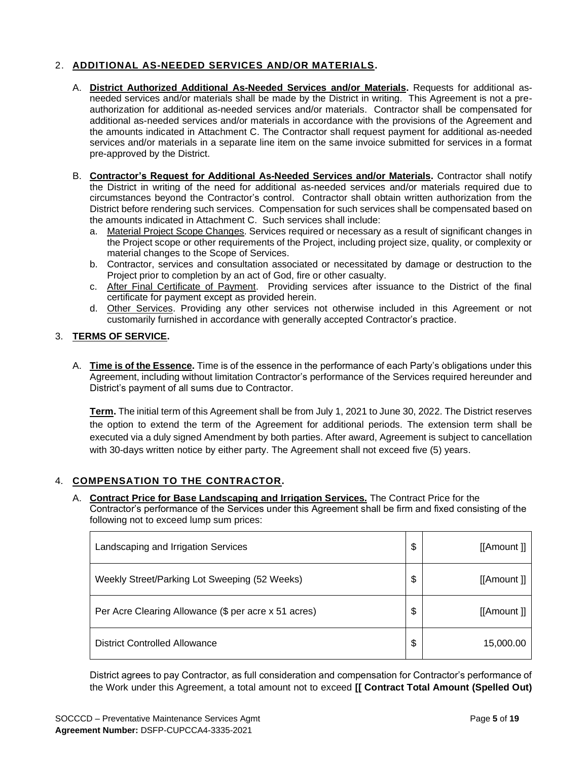2. **ADDITIONAL AS-NEEDED SERVICES AND/OR MATERIALS.**

   A. **District Authorized Additional As-Needed Services and/or Materials.** Requests for additional as-needed services and/or materials shall be made by the District in writing. This Agreement is not a pre-authorization for additional as-needed services and/or materials. Contractor shall be compensated for additional as-needed services and/or materials in accordance with the provisions of the Agreement and the amounts indicated in Attachment C. The Contractor shall request payment for additional as-needed services and/or materials in a separate line item on the same invoice submitted for services in a format pre-approved by the District.

   B. **Contractor's Request for Additional As-Needed Services and/or Materials.** Contractor shall notify the District in writing of the need for additional as-needed services and/or materials required due to circumstances beyond the Contractor's control. Contractor shall obtain written authorization from the District before rendering such services. Compensation for such services shall be compensated based on the amounts indicated in Attachment C. Such services shall include:

      a. Material Project Scope Changes. Services required or necessary as a result of significant changes in the Project scope or other requirements of the Project, including project size, quality, or complexity or material changes to the Scope of Services.
      b. Contractor, services and consultation associated or necessitated by damage or destruction to the Project prior to completion by an act of God, fire or other casualty.
      c. After Final Certificate of Payment. Providing services after issuance to the District of the final certificate for payment except as provided herein.
      d. Other Services. Providing any other services not otherwise included in this Agreement or not customarily furnished in accordance with generally accepted Contractor's practice.

3. **TERMS OF SERVICE.**

   A. **Time is of the Essence.** Time is of the essence in the performance of each Party's obligations under this Agreement, including without limitation Contractor's performance of the Services required hereunder and District's payment of all sums due to Contractor.

   **Term.** The initial term of this Agreement shall be from July 1, 2021 to June 30, 2022. The District reserves the option to extend the term of the Agreement for additional periods. The extension term shall be executed via a duly signed Amendment by both parties. After award, Agreement is subject to cancellation with 30-days written notice by either party. The Agreement shall not exceed five (5) years.

4. **COMPENSATION TO THE CONTRACTOR.**

   A. **Contract Price for Base Landscaping and Irrigation Services.** The Contract Price for the Contractor's performance of the Services under this Agreement shall be firm and fixed consisting of the following not to exceed lump sum prices:

| | | |
|---|---|---|
| Landscaping and Irrigation Services | $ | [[Amount ]] |
| Weekly Street/Parking Lot Sweeping (52 Weeks) | $ | [[Amount ]] |
| Per Acre Clearing Allowance ($ per acre x 51 acres) | $ | [[Amount ]] |
| District Controlled Allowance | $ | 15,000.00 |

   District agrees to pay Contractor, as full consideration and compensation for Contractor's performance of the Work under this Agreement, a total amount not to exceed **[[ Contract Total Amount (Spelled Out)**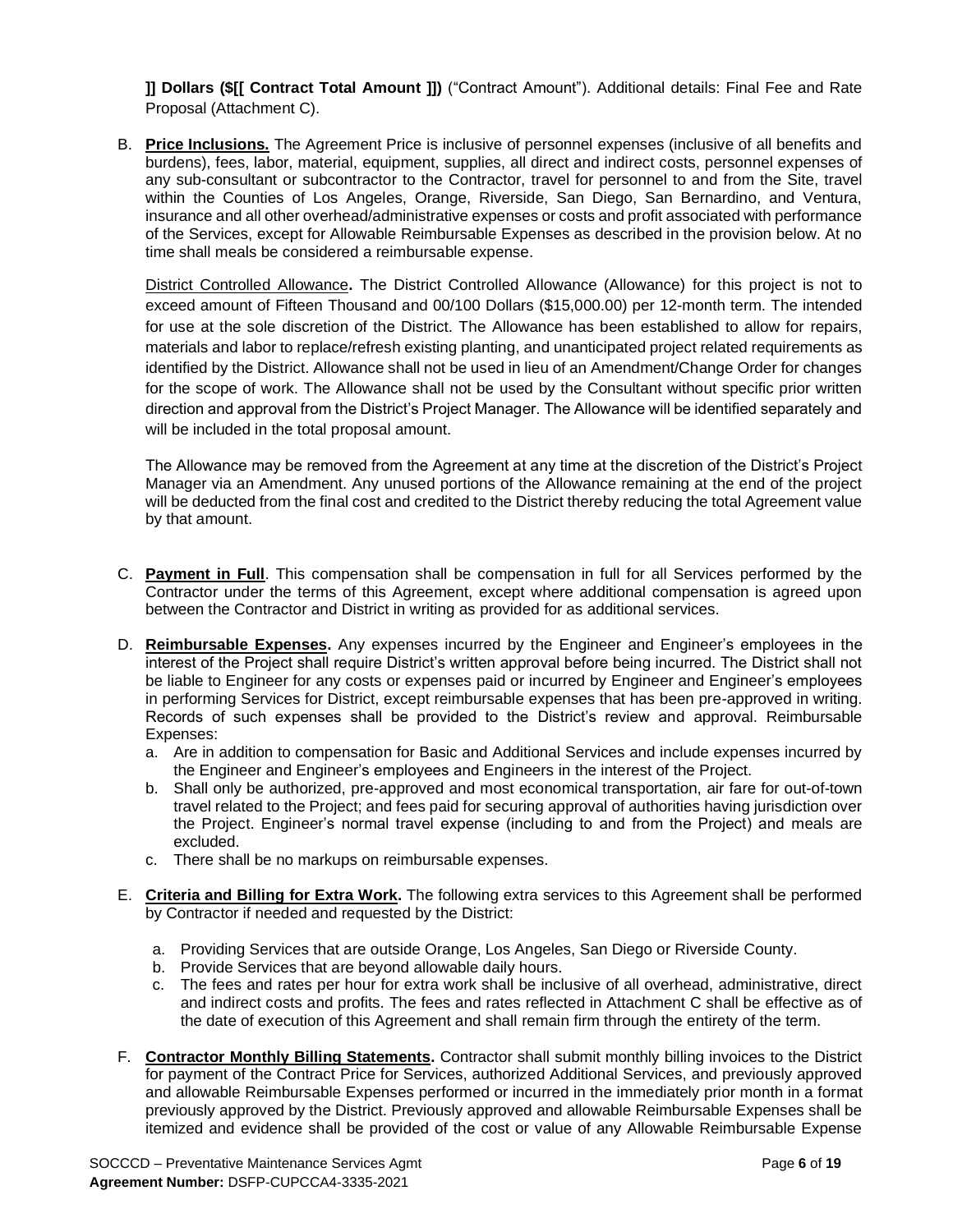**]] Dollars ($[[ Contract Total Amount ]])** ("Contract Amount"). Additional details: Final Fee and Rate Proposal (Attachment C).

B. **Price Inclusions.** The Agreement Price is inclusive of personnel expenses (inclusive of all benefits and burdens), fees, labor, material, equipment, supplies, all direct and indirect costs, personnel expenses of any sub-consultant or subcontractor to the Contractor, travel for personnel to and from the Site, travel within the Counties of Los Angeles, Orange, Riverside, San Diego, San Bernardino, and Ventura, insurance and all other overhead/administrative expenses or costs and profit associated with performance of the Services, except for Allowable Reimbursable Expenses as described in the provision below. At no time shall meals be considered a reimbursable expense.

   District Controlled Allowance**.** The District Controlled Allowance (Allowance) for this project is not to exceed amount of Fifteen Thousand and 00/100 Dollars ($15,000.00) per 12-month term. The intended for use at the sole discretion of the District. The Allowance has been established to allow for repairs, materials and labor to replace/refresh existing planting, and unanticipated project related requirements as identified by the District. Allowance shall not be used in lieu of an Amendment/Change Order for changes for the scope of work. The Allowance shall not be used by the Consultant without specific prior written direction and approval from the District's Project Manager. The Allowance will be identified separately and will be included in the total proposal amount.

   The Allowance may be removed from the Agreement at any time at the discretion of the District's Project Manager via an Amendment. Any unused portions of the Allowance remaining at the end of the project will be deducted from the final cost and credited to the District thereby reducing the total Agreement value by that amount.

C. **Payment in Full**. This compensation shall be compensation in full for all Services performed by the Contractor under the terms of this Agreement, except where additional compensation is agreed upon between the Contractor and District in writing as provided for as additional services.

D. **Reimbursable Expenses.** Any expenses incurred by the Engineer and Engineer's employees in the interest of the Project shall require District's written approval before being incurred. The District shall not be liable to Engineer for any costs or expenses paid or incurred by Engineer and Engineer's employees in performing Services for District, except reimbursable expenses that has been pre-approved in writing. Records of such expenses shall be provided to the District's review and approval. Reimbursable Expenses:
   a. Are in addition to compensation for Basic and Additional Services and include expenses incurred by the Engineer and Engineer's employees and Engineers in the interest of the Project.
   b. Shall only be authorized, pre-approved and most economical transportation, air fare for out-of-town travel related to the Project; and fees paid for securing approval of authorities having jurisdiction over the Project. Engineer's normal travel expense (including to and from the Project) and meals are excluded.
   c. There shall be no markups on reimbursable expenses.

E. **Criteria and Billing for Extra Work.** The following extra services to this Agreement shall be performed by Contractor if needed and requested by the District:

   a. Providing Services that are outside Orange, Los Angeles, San Diego or Riverside County.
   b. Provide Services that are beyond allowable daily hours.
   c. The fees and rates per hour for extra work shall be inclusive of all overhead, administrative, direct and indirect costs and profits. The fees and rates reflected in Attachment C shall be effective as of the date of execution of this Agreement and shall remain firm through the entirety of the term.

F. **Contractor Monthly Billing Statements.** Contractor shall submit monthly billing invoices to the District for payment of the Contract Price for Services, authorized Additional Services, and previously approved and allowable Reimbursable Expenses performed or incurred in the immediately prior month in a format previously approved by the District. Previously approved and allowable Reimbursable Expenses shall be itemized and evidence shall be provided of the cost or value of any Allowable Reimbursable Expense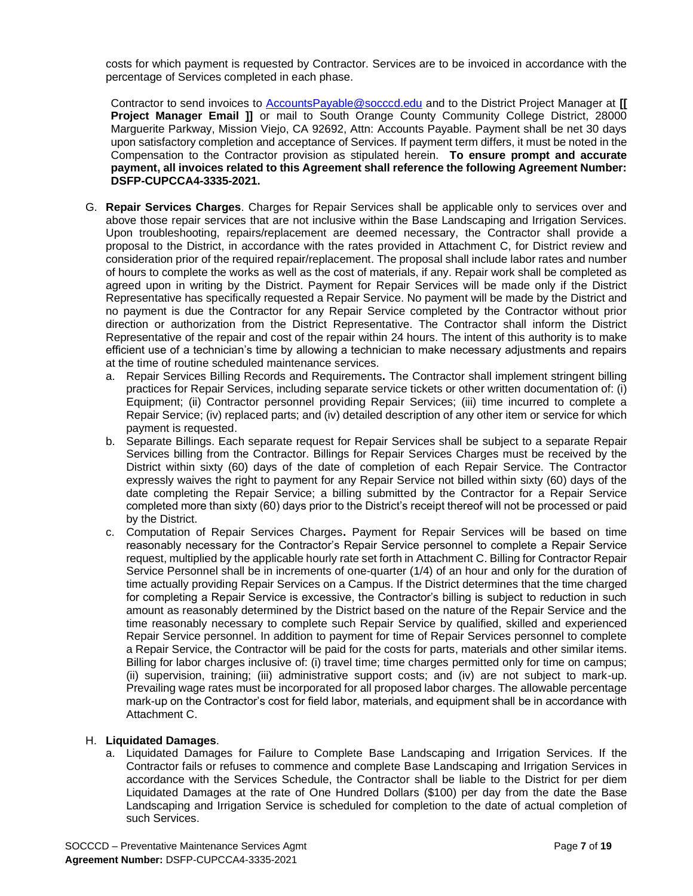costs for which payment is requested by Contractor. Services are to be invoiced in accordance with the percentage of Services completed in each phase.

Contractor to send invoices to AccountsPayable@socccd.edu and to the District Project Manager at **[[ Project Manager Email ]]** or mail to South Orange County Community College District, 28000 Marguerite Parkway, Mission Viejo, CA 92692, Attn: Accounts Payable. Payment shall be net 30 days upon satisfactory completion and acceptance of Services. If payment term differs, it must be noted in the Compensation to the Contractor provision as stipulated herein. **To ensure prompt and accurate payment, all invoices related to this Agreement shall reference the following Agreement Number: DSFP-CUPCCA4-3335-2021.**

G. **Repair Services Charges**. Charges for Repair Services shall be applicable only to services over and above those repair services that are not inclusive within the Base Landscaping and Irrigation Services. Upon troubleshooting, repairs/replacement are deemed necessary, the Contractor shall provide a proposal to the District, in accordance with the rates provided in Attachment C, for District review and consideration prior of the required repair/replacement. The proposal shall include labor rates and number of hours to complete the works as well as the cost of materials, if any. Repair work shall be completed as agreed upon in writing by the District. Payment for Repair Services will be made only if the District Representative has specifically requested a Repair Service. No payment will be made by the District and no payment is due the Contractor for any Repair Service completed by the Contractor without prior direction or authorization from the District Representative. The Contractor shall inform the District Representative of the repair and cost of the repair within 24 hours. The intent of this authority is to make efficient use of a technician's time by allowing a technician to make necessary adjustments and repairs at the time of routine scheduled maintenance services.
   a. Repair Services Billing Records and Requirements**.** The Contractor shall implement stringent billing practices for Repair Services, including separate service tickets or other written documentation of: (i) Equipment; (ii) Contractor personnel providing Repair Services; (iii) time incurred to complete a Repair Service; (iv) replaced parts; and (iv) detailed description of any other item or service for which payment is requested.
   b. Separate Billings. Each separate request for Repair Services shall be subject to a separate Repair Services billing from the Contractor. Billings for Repair Services Charges must be received by the District within sixty (60) days of the date of completion of each Repair Service. The Contractor expressly waives the right to payment for any Repair Service not billed within sixty (60) days of the date completing the Repair Service; a billing submitted by the Contractor for a Repair Service completed more than sixty (60) days prior to the District's receipt thereof will not be processed or paid by the District.
   c. Computation of Repair Services Charges**.** Payment for Repair Services will be based on time reasonably necessary for the Contractor's Repair Service personnel to complete a Repair Service request, multiplied by the applicable hourly rate set forth in Attachment C. Billing for Contractor Repair Service Personnel shall be in increments of one-quarter (1/4) of an hour and only for the duration of time actually providing Repair Services on a Campus. If the District determines that the time charged for completing a Repair Service is excessive, the Contractor's billing is subject to reduction in such amount as reasonably determined by the District based on the nature of the Repair Service and the time reasonably necessary to complete such Repair Service by qualified, skilled and experienced Repair Service personnel. In addition to payment for time of Repair Services personnel to complete a Repair Service, the Contractor will be paid for the costs for parts, materials and other similar items. Billing for labor charges inclusive of: (i) travel time; time charges permitted only for time on campus; (ii) supervision, training; (iii) administrative support costs; and (iv) are not subject to mark-up. Prevailing wage rates must be incorporated for all proposed labor charges. The allowable percentage mark-up on the Contractor's cost for field labor, materials, and equipment shall be in accordance with Attachment C.

H. **Liquidated Damages**.
   a. Liquidated Damages for Failure to Complete Base Landscaping and Irrigation Services. If the Contractor fails or refuses to commence and complete Base Landscaping and Irrigation Services in accordance with the Services Schedule, the Contractor shall be liable to the District for per diem Liquidated Damages at the rate of One Hundred Dollars ($100) per day from the date the Base Landscaping and Irrigation Service is scheduled for completion to the date of actual completion of such Services.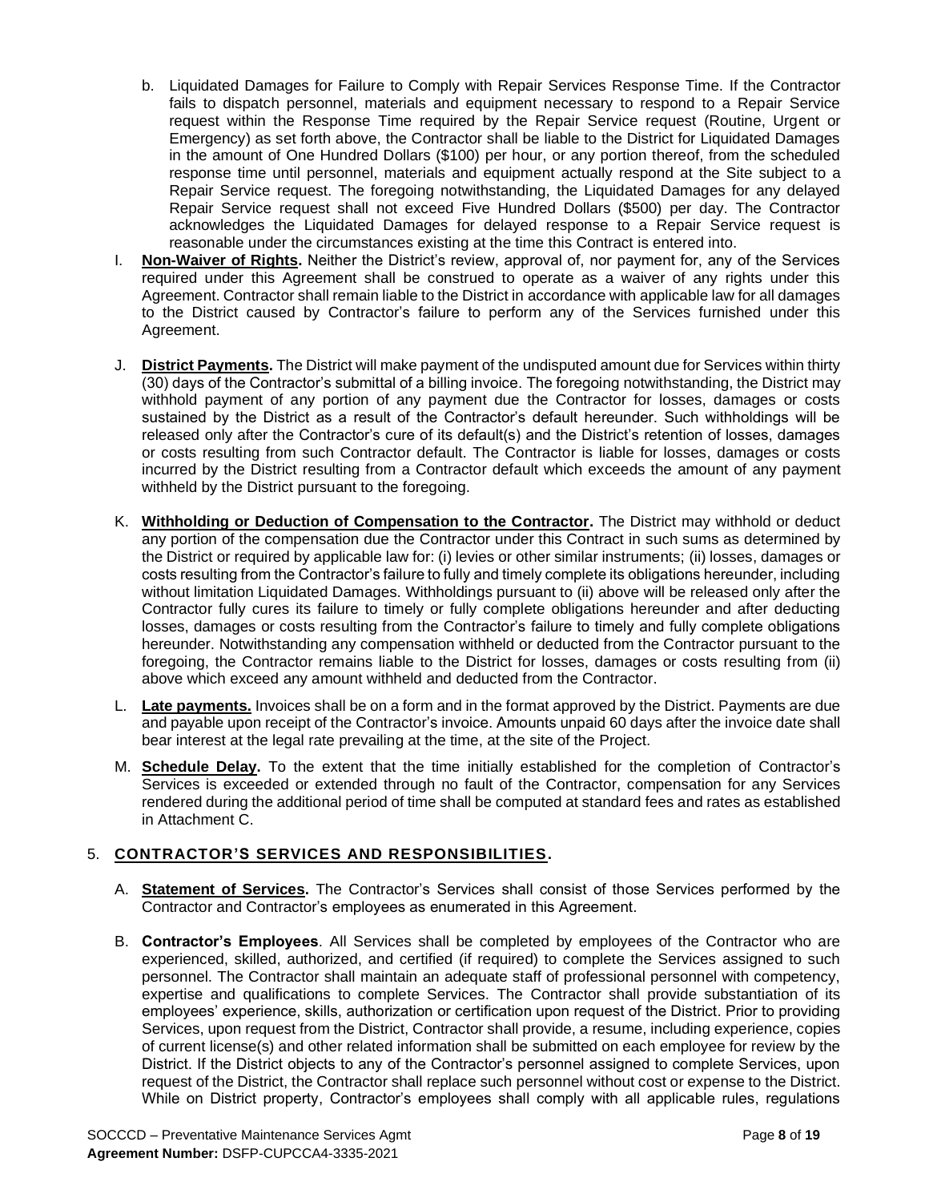b. Liquidated Damages for Failure to Comply with Repair Services Response Time. If the Contractor fails to dispatch personnel, materials and equipment necessary to respond to a Repair Service request within the Response Time required by the Repair Service request (Routine, Urgent or Emergency) as set forth above, the Contractor shall be liable to the District for Liquidated Damages in the amount of One Hundred Dollars ($100) per hour, or any portion thereof, from the scheduled response time until personnel, materials and equipment actually respond at the Site subject to a Repair Service request. The foregoing notwithstanding, the Liquidated Damages for any delayed Repair Service request shall not exceed Five Hundred Dollars ($500) per day. The Contractor acknowledges the Liquidated Damages for delayed response to a Repair Service request is reasonable under the circumstances existing at the time this Contract is entered into.

I. **Non-Waiver of Rights.** Neither the District's review, approval of, nor payment for, any of the Services required under this Agreement shall be construed to operate as a waiver of any rights under this Agreement. Contractor shall remain liable to the District in accordance with applicable law for all damages to the District caused by Contractor's failure to perform any of the Services furnished under this Agreement.

J. **District Payments.** The District will make payment of the undisputed amount due for Services within thirty (30) days of the Contractor's submittal of a billing invoice. The foregoing notwithstanding, the District may withhold payment of any portion of any payment due the Contractor for losses, damages or costs sustained by the District as a result of the Contractor's default hereunder. Such withholdings will be released only after the Contractor's cure of its default(s) and the District's retention of losses, damages or costs resulting from such Contractor default. The Contractor is liable for losses, damages or costs incurred by the District resulting from a Contractor default which exceeds the amount of any payment withheld by the District pursuant to the foregoing.

K. **Withholding or Deduction of Compensation to the Contractor.** The District may withhold or deduct any portion of the compensation due the Contractor under this Contract in such sums as determined by the District or required by applicable law for: (i) levies or other similar instruments; (ii) losses, damages or costs resulting from the Contractor's failure to fully and timely complete its obligations hereunder, including without limitation Liquidated Damages. Withholdings pursuant to (ii) above will be released only after the Contractor fully cures its failure to timely or fully complete obligations hereunder and after deducting losses, damages or costs resulting from the Contractor's failure to timely and fully complete obligations hereunder. Notwithstanding any compensation withheld or deducted from the Contractor pursuant to the foregoing, the Contractor remains liable to the District for losses, damages or costs resulting from (ii) above which exceed any amount withheld and deducted from the Contractor.

L. **Late payments.** Invoices shall be on a form and in the format approved by the District. Payments are due and payable upon receipt of the Contractor's invoice. Amounts unpaid 60 days after the invoice date shall bear interest at the legal rate prevailing at the time, at the site of the Project.

M. **Schedule Delay.** To the extent that the time initially established for the completion of Contractor's Services is exceeded or extended through no fault of the Contractor, compensation for any Services rendered during the additional period of time shall be computed at standard fees and rates as established in Attachment C.

## 5. CONTRACTOR'S SERVICES AND RESPONSIBILITIES.

A. **Statement of Services.** The Contractor's Services shall consist of those Services performed by the Contractor and Contractor's employees as enumerated in this Agreement.

B. **Contractor's Employees**. All Services shall be completed by employees of the Contractor who are experienced, skilled, authorized, and certified (if required) to complete the Services assigned to such personnel. The Contractor shall maintain an adequate staff of professional personnel with competency, expertise and qualifications to complete Services. The Contractor shall provide substantiation of its employees' experience, skills, authorization or certification upon request of the District. Prior to providing Services, upon request from the District, Contractor shall provide, a resume, including experience, copies of current license(s) and other related information shall be submitted on each employee for review by the District. If the District objects to any of the Contractor's personnel assigned to complete Services, upon request of the District, the Contractor shall replace such personnel without cost or expense to the District. While on District property, Contractor's employees shall comply with all applicable rules, regulations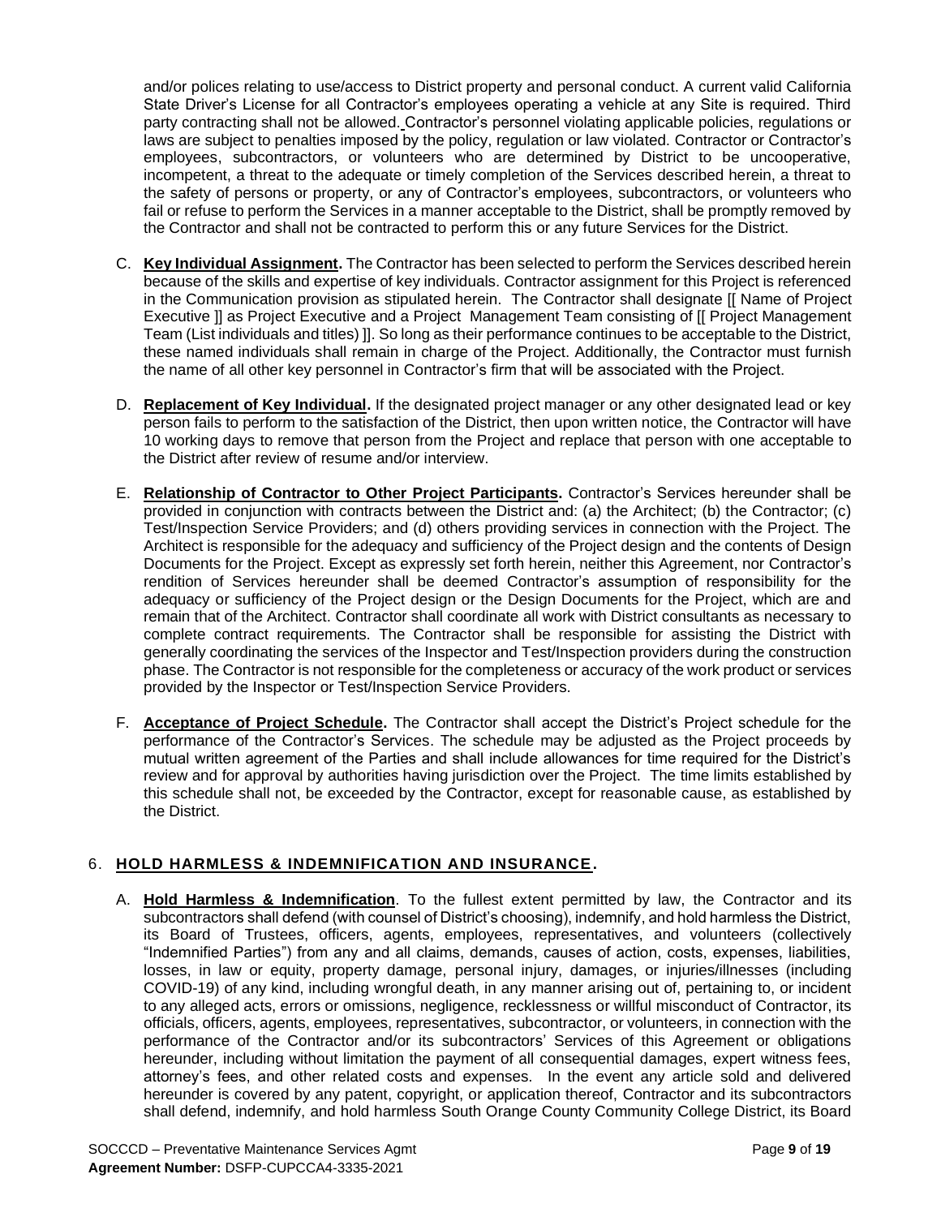and/or polices relating to use/access to District property and personal conduct. A current valid California State Driver's License for all Contractor's employees operating a vehicle at any Site is required. Third party contracting shall not be allowed. Contractor's personnel violating applicable policies, regulations or laws are subject to penalties imposed by the policy, regulation or law violated. Contractor or Contractor's employees, subcontractors, or volunteers who are determined by District to be uncooperative, incompetent, a threat to the adequate or timely completion of the Services described herein, a threat to the safety of persons or property, or any of Contractor's employees, subcontractors, or volunteers who fail or refuse to perform the Services in a manner acceptable to the District, shall be promptly removed by the Contractor and shall not be contracted to perform this or any future Services for the District.

C. **Key Individual Assignment.** The Contractor has been selected to perform the Services described herein because of the skills and expertise of key individuals. Contractor assignment for this Project is referenced in the Communication provision as stipulated herein. The Contractor shall designate [[ Name of Project Executive ]] as Project Executive and a Project Management Team consisting of [[ Project Management Team (List individuals and titles) ]]. So long as their performance continues to be acceptable to the District, these named individuals shall remain in charge of the Project. Additionally, the Contractor must furnish the name of all other key personnel in Contractor's firm that will be associated with the Project.

D. **Replacement of Key Individual.** If the designated project manager or any other designated lead or key person fails to perform to the satisfaction of the District, then upon written notice, the Contractor will have 10 working days to remove that person from the Project and replace that person with one acceptable to the District after review of resume and/or interview.

E. **Relationship of Contractor to Other Project Participants.** Contractor's Services hereunder shall be provided in conjunction with contracts between the District and: (a) the Architect; (b) the Contractor; (c) Test/Inspection Service Providers; and (d) others providing services in connection with the Project. The Architect is responsible for the adequacy and sufficiency of the Project design and the contents of Design Documents for the Project. Except as expressly set forth herein, neither this Agreement, nor Contractor's rendition of Services hereunder shall be deemed Contractor's assumption of responsibility for the adequacy or sufficiency of the Project design or the Design Documents for the Project, which are and remain that of the Architect. Contractor shall coordinate all work with District consultants as necessary to complete contract requirements. The Contractor shall be responsible for assisting the District with generally coordinating the services of the Inspector and Test/Inspection providers during the construction phase. The Contractor is not responsible for the completeness or accuracy of the work product or services provided by the Inspector or Test/Inspection Service Providers.

F. **Acceptance of Project Schedule.** The Contractor shall accept the District's Project schedule for the performance of the Contractor's Services. The schedule may be adjusted as the Project proceeds by mutual written agreement of the Parties and shall include allowances for time required for the District's review and for approval by authorities having jurisdiction over the Project. The time limits established by this schedule shall not, be exceeded by the Contractor, except for reasonable cause, as established by the District.

## 6. HOLD HARMLESS & INDEMNIFICATION AND INSURANCE.

A. **Hold Harmless & Indemnification**. To the fullest extent permitted by law, the Contractor and its subcontractors shall defend (with counsel of District's choosing), indemnify, and hold harmless the District, its Board of Trustees, officers, agents, employees, representatives, and volunteers (collectively "Indemnified Parties") from any and all claims, demands, causes of action, costs, expenses, liabilities, losses, in law or equity, property damage, personal injury, damages, or injuries/illnesses (including COVID-19) of any kind, including wrongful death, in any manner arising out of, pertaining to, or incident to any alleged acts, errors or omissions, negligence, recklessness or willful misconduct of Contractor, its officials, officers, agents, employees, representatives, subcontractor, or volunteers, in connection with the performance of the Contractor and/or its subcontractors' Services of this Agreement or obligations hereunder, including without limitation the payment of all consequential damages, expert witness fees, attorney's fees, and other related costs and expenses. In the event any article sold and delivered hereunder is covered by any patent, copyright, or application thereof, Contractor and its subcontractors shall defend, indemnify, and hold harmless South Orange County Community College District, its Board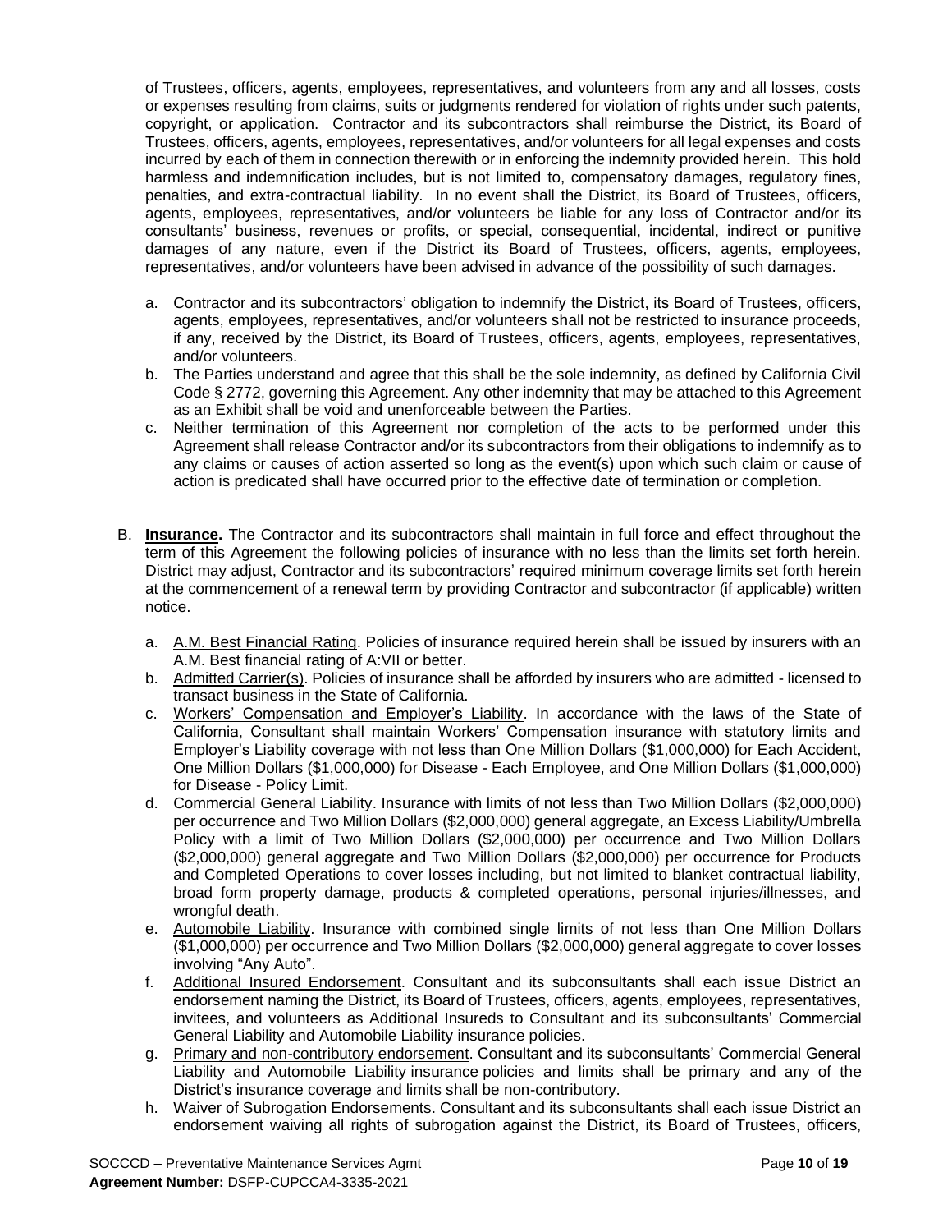of Trustees, officers, agents, employees, representatives, and volunteers from any and all losses, costs or expenses resulting from claims, suits or judgments rendered for violation of rights under such patents, copyright, or application. Contractor and its subcontractors shall reimburse the District, its Board of Trustees, officers, agents, employees, representatives, and/or volunteers for all legal expenses and costs incurred by each of them in connection therewith or in enforcing the indemnity provided herein. This hold harmless and indemnification includes, but is not limited to, compensatory damages, regulatory fines, penalties, and extra-contractual liability. In no event shall the District, its Board of Trustees, officers, agents, employees, representatives, and/or volunteers be liable for any loss of Contractor and/or its consultants' business, revenues or profits, or special, consequential, incidental, indirect or punitive damages of any nature, even if the District its Board of Trustees, officers, agents, employees, representatives, and/or volunteers have been advised in advance of the possibility of such damages.

a. Contractor and its subcontractors' obligation to indemnify the District, its Board of Trustees, officers, agents, employees, representatives, and/or volunteers shall not be restricted to insurance proceeds, if any, received by the District, its Board of Trustees, officers, agents, employees, representatives, and/or volunteers.
b. The Parties understand and agree that this shall be the sole indemnity, as defined by California Civil Code § 2772, governing this Agreement. Any other indemnity that may be attached to this Agreement as an Exhibit shall be void and unenforceable between the Parties.
c. Neither termination of this Agreement nor completion of the acts to be performed under this Agreement shall release Contractor and/or its subcontractors from their obligations to indemnify as to any claims or causes of action asserted so long as the event(s) upon which such claim or cause of action is predicated shall have occurred prior to the effective date of termination or completion.

B. **Insurance.** The Contractor and its subcontractors shall maintain in full force and effect throughout the term of this Agreement the following policies of insurance with no less than the limits set forth herein. District may adjust, Contractor and its subcontractors' required minimum coverage limits set forth herein at the commencement of a renewal term by providing Contractor and subcontractor (if applicable) written notice.

a. A.M. Best Financial Rating. Policies of insurance required herein shall be issued by insurers with an A.M. Best financial rating of A:VII or better.
b. Admitted Carrier(s). Policies of insurance shall be afforded by insurers who are admitted - licensed to transact business in the State of California.
c. Workers' Compensation and Employer's Liability. In accordance with the laws of the State of California, Consultant shall maintain Workers' Compensation insurance with statutory limits and Employer's Liability coverage with not less than One Million Dollars ($1,000,000) for Each Accident, One Million Dollars ($1,000,000) for Disease - Each Employee, and One Million Dollars ($1,000,000) for Disease - Policy Limit.
d. Commercial General Liability. Insurance with limits of not less than Two Million Dollars ($2,000,000) per occurrence and Two Million Dollars ($2,000,000) general aggregate, an Excess Liability/Umbrella Policy with a limit of Two Million Dollars ($2,000,000) per occurrence and Two Million Dollars ($2,000,000) general aggregate and Two Million Dollars ($2,000,000) per occurrence for Products and Completed Operations to cover losses including, but not limited to blanket contractual liability, broad form property damage, products & completed operations, personal injuries/illnesses, and wrongful death.
e. Automobile Liability. Insurance with combined single limits of not less than One Million Dollars ($1,000,000) per occurrence and Two Million Dollars ($2,000,000) general aggregate to cover losses involving "Any Auto".
f. Additional Insured Endorsement. Consultant and its subconsultants shall each issue District an endorsement naming the District, its Board of Trustees, officers, agents, employees, representatives, invitees, and volunteers as Additional Insureds to Consultant and its subconsultants' Commercial General Liability and Automobile Liability insurance policies.
g. Primary and non-contributory endorsement. Consultant and its subconsultants' Commercial General Liability and Automobile Liability insurance policies and limits shall be primary and any of the District's insurance coverage and limits shall be non-contributory.
h. Waiver of Subrogation Endorsements. Consultant and its subconsultants shall each issue District an endorsement waiving all rights of subrogation against the District, its Board of Trustees, officers,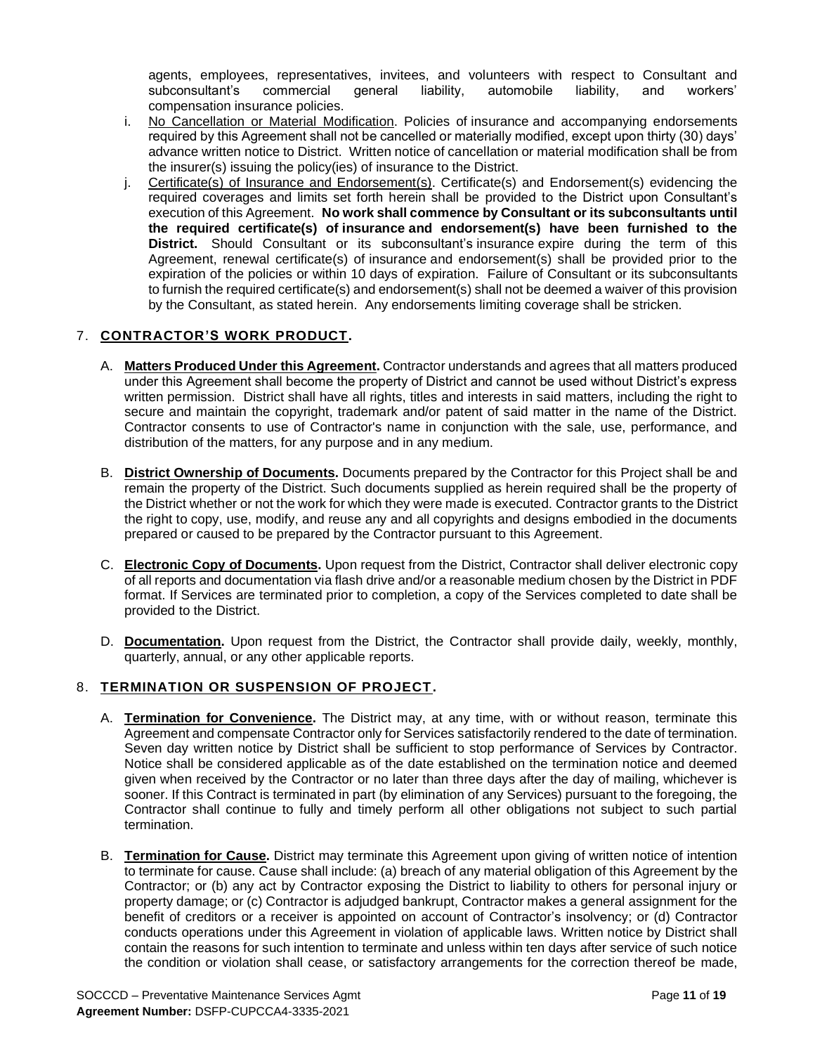agents, employees, representatives, invitees, and volunteers with respect to Consultant and subconsultant's commercial general liability, automobile liability, and workers' compensation insurance policies.

i. <u>No Cancellation or Material Modification</u>. Policies of insurance and accompanying endorsements required by this Agreement shall not be cancelled or materially modified, except upon thirty (30) days' advance written notice to District. Written notice of cancellation or material modification shall be from the insurer(s) issuing the policy(ies) of insurance to the District.

j. <u>Certificate(s) of Insurance and Endorsement(s)</u>. Certificate(s) and Endorsement(s) evidencing the required coverages and limits set forth herein shall be provided to the District upon Consultant's execution of this Agreement. **No work shall commence by Consultant or its subconsultants until the required certificate(s) of insurance and endorsement(s) have been furnished to the District.** Should Consultant or its subconsultant's insurance expire during the term of this Agreement, renewal certificate(s) of insurance and endorsement(s) shall be provided prior to the expiration of the policies or within 10 days of expiration. Failure of Consultant or its subconsultants to furnish the required certificate(s) and endorsement(s) shall not be deemed a waiver of this provision by the Consultant, as stated herein. Any endorsements limiting coverage shall be stricken.

## 7. CONTRACTOR'S WORK PRODUCT.

A. **Matters Produced Under this Agreement.** Contractor understands and agrees that all matters produced under this Agreement shall become the property of District and cannot be used without District's express written permission. District shall have all rights, titles and interests in said matters, including the right to secure and maintain the copyright, trademark and/or patent of said matter in the name of the District. Contractor consents to use of Contractor's name in conjunction with the sale, use, performance, and distribution of the matters, for any purpose and in any medium.

B. **District Ownership of Documents.** Documents prepared by the Contractor for this Project shall be and remain the property of the District. Such documents supplied as herein required shall be the property of the District whether or not the work for which they were made is executed. Contractor grants to the District the right to copy, use, modify, and reuse any and all copyrights and designs embodied in the documents prepared or caused to be prepared by the Contractor pursuant to this Agreement.

C. **Electronic Copy of Documents.** Upon request from the District, Contractor shall deliver electronic copy of all reports and documentation via flash drive and/or a reasonable medium chosen by the District in PDF format. If Services are terminated prior to completion, a copy of the Services completed to date shall be provided to the District.

D. **Documentation.** Upon request from the District, the Contractor shall provide daily, weekly, monthly, quarterly, annual, or any other applicable reports.

## 8. TERMINATION OR SUSPENSION OF PROJECT.

A. **Termination for Convenience.** The District may, at any time, with or without reason, terminate this Agreement and compensate Contractor only for Services satisfactorily rendered to the date of termination. Seven day written notice by District shall be sufficient to stop performance of Services by Contractor. Notice shall be considered applicable as of the date established on the termination notice and deemed given when received by the Contractor or no later than three days after the day of mailing, whichever is sooner. If this Contract is terminated in part (by elimination of any Services) pursuant to the foregoing, the Contractor shall continue to fully and timely perform all other obligations not subject to such partial termination.

B. **Termination for Cause.** District may terminate this Agreement upon giving of written notice of intention to terminate for cause. Cause shall include: (a) breach of any material obligation of this Agreement by the Contractor; or (b) any act by Contractor exposing the District to liability to others for personal injury or property damage; or (c) Contractor is adjudged bankrupt, Contractor makes a general assignment for the benefit of creditors or a receiver is appointed on account of Contractor's insolvency; or (d) Contractor conducts operations under this Agreement in violation of applicable laws. Written notice by District shall contain the reasons for such intention to terminate and unless within ten days after service of such notice the condition or violation shall cease, or satisfactory arrangements for the correction thereof be made,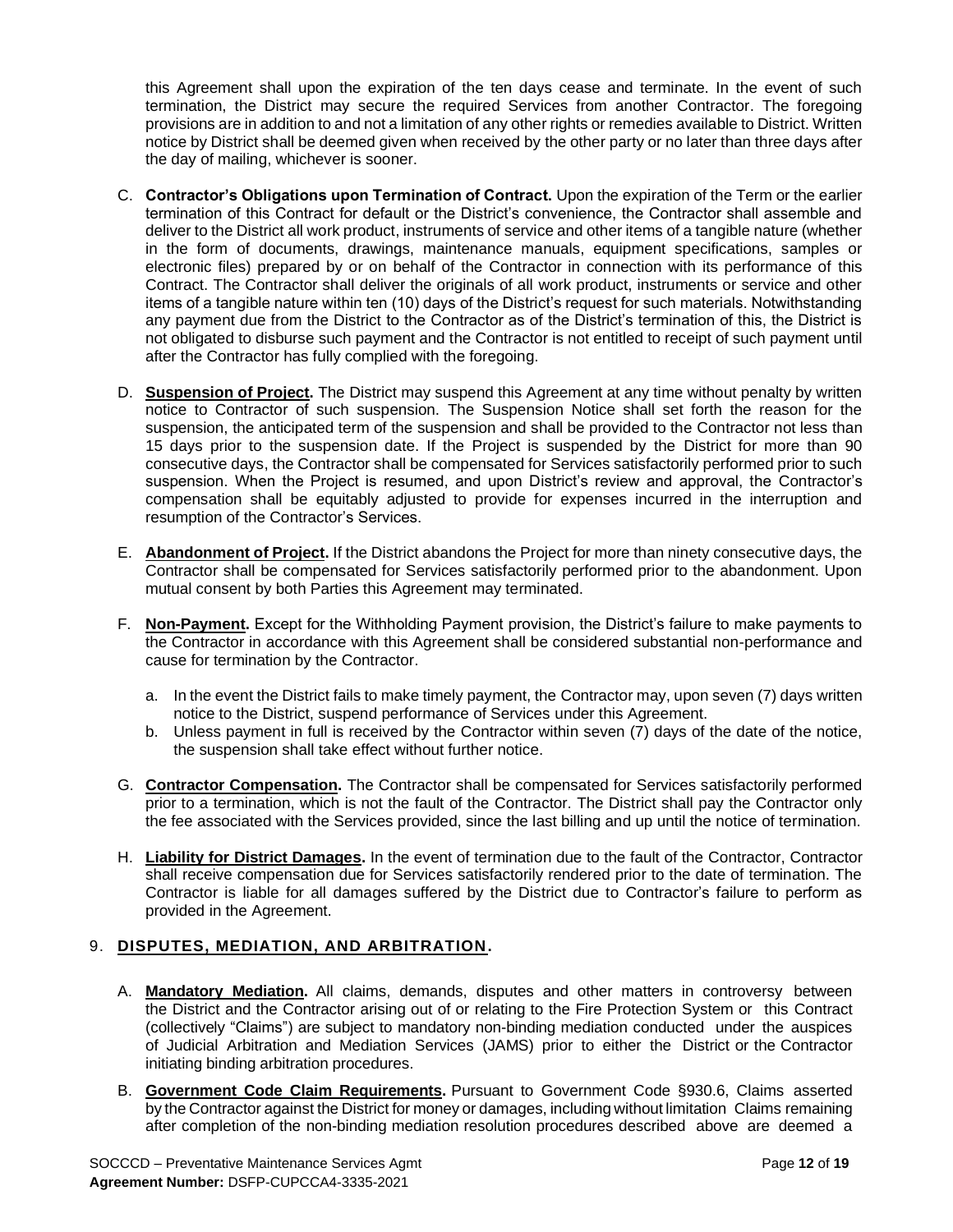this Agreement shall upon the expiration of the ten days cease and terminate. In the event of such termination, the District may secure the required Services from another Contractor. The foregoing provisions are in addition to and not a limitation of any other rights or remedies available to District. Written notice by District shall be deemed given when received by the other party or no later than three days after the day of mailing, whichever is sooner.

C. **Contractor's Obligations upon Termination of Contract.** Upon the expiration of the Term or the earlier termination of this Contract for default or the District's convenience, the Contractor shall assemble and deliver to the District all work product, instruments of service and other items of a tangible nature (whether in the form of documents, drawings, maintenance manuals, equipment specifications, samples or electronic files) prepared by or on behalf of the Contractor in connection with its performance of this Contract. The Contractor shall deliver the originals of all work product, instruments or service and other items of a tangible nature within ten (10) days of the District's request for such materials. Notwithstanding any payment due from the District to the Contractor as of the District's termination of this, the District is not obligated to disburse such payment and the Contractor is not entitled to receipt of such payment until after the Contractor has fully complied with the foregoing.

D. **Suspension of Project.** The District may suspend this Agreement at any time without penalty by written notice to Contractor of such suspension. The Suspension Notice shall set forth the reason for the suspension, the anticipated term of the suspension and shall be provided to the Contractor not less than 15 days prior to the suspension date. If the Project is suspended by the District for more than 90 consecutive days, the Contractor shall be compensated for Services satisfactorily performed prior to such suspension. When the Project is resumed, and upon District's review and approval, the Contractor's compensation shall be equitably adjusted to provide for expenses incurred in the interruption and resumption of the Contractor's Services.

E. **Abandonment of Project.** If the District abandons the Project for more than ninety consecutive days, the Contractor shall be compensated for Services satisfactorily performed prior to the abandonment. Upon mutual consent by both Parties this Agreement may terminated.

F. **Non-Payment.** Except for the Withholding Payment provision, the District's failure to make payments to the Contractor in accordance with this Agreement shall be considered substantial non-performance and cause for termination by the Contractor.

   a. In the event the District fails to make timely payment, the Contractor may, upon seven (7) days written notice to the District, suspend performance of Services under this Agreement.
   b. Unless payment in full is received by the Contractor within seven (7) days of the date of the notice, the suspension shall take effect without further notice.

G. **Contractor Compensation.** The Contractor shall be compensated for Services satisfactorily performed prior to a termination, which is not the fault of the Contractor. The District shall pay the Contractor only the fee associated with the Services provided, since the last billing and up until the notice of termination.

H. **Liability for District Damages.** In the event of termination due to the fault of the Contractor, Contractor shall receive compensation due for Services satisfactorily rendered prior to the date of termination. The Contractor is liable for all damages suffered by the District due to Contractor's failure to perform as provided in the Agreement.

## 9. DISPUTES, MEDIATION, AND ARBITRATION.

A. **Mandatory Mediation.** All claims, demands, disputes and other matters in controversy between the District and the Contractor arising out of or relating to the Fire Protection System or this Contract (collectively "Claims") are subject to mandatory non-binding mediation conducted under the auspices of Judicial Arbitration and Mediation Services (JAMS) prior to either the District or the Contractor initiating binding arbitration procedures.

B. **Government Code Claim Requirements.** Pursuant to Government Code §930.6, Claims asserted by the Contractor against the District for money or damages, including without limitation Claims remaining after completion of the non-binding mediation resolution procedures described above are deemed a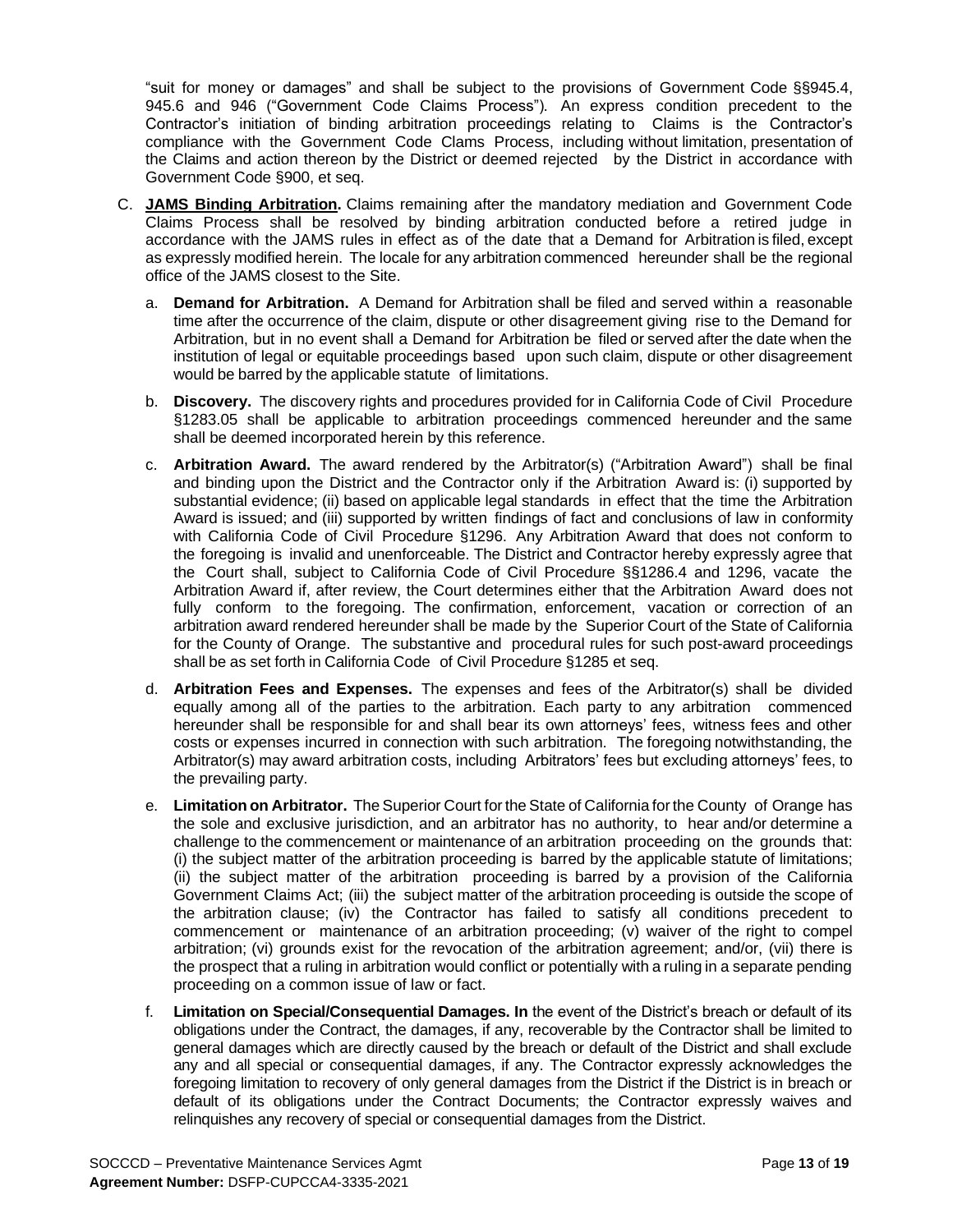"suit for money or damages" and shall be subject to the provisions of Government Code §§945.4, 945.6 and 946 ("Government Code Claims Process"). An express condition precedent to the Contractor's initiation of binding arbitration proceedings relating to Claims is the Contractor's compliance with the Government Code Clams Process, including without limitation, presentation of the Claims and action thereon by the District or deemed rejected by the District in accordance with Government Code §900, et seq.

C. **JAMS Binding Arbitration.** Claims remaining after the mandatory mediation and Government Code Claims Process shall be resolved by binding arbitration conducted before a retired judge in accordance with the JAMS rules in effect as of the date that a Demand for Arbitration is filed, except as expressly modified herein. The locale for any arbitration commenced hereunder shall be the regional office of the JAMS closest to the Site.

   a. **Demand for Arbitration.** A Demand for Arbitration shall be filed and served within a reasonable time after the occurrence of the claim, dispute or other disagreement giving rise to the Demand for Arbitration, but in no event shall a Demand for Arbitration be filed or served after the date when the institution of legal or equitable proceedings based upon such claim, dispute or other disagreement would be barred by the applicable statute of limitations.

   b. **Discovery.** The discovery rights and procedures provided for in California Code of Civil Procedure §1283.05 shall be applicable to arbitration proceedings commenced hereunder and the same shall be deemed incorporated herein by this reference.

   c. **Arbitration Award.** The award rendered by the Arbitrator(s) ("Arbitration Award") shall be final and binding upon the District and the Contractor only if the Arbitration Award is: (i) supported by substantial evidence; (ii) based on applicable legal standards in effect that the time the Arbitration Award is issued; and (iii) supported by written findings of fact and conclusions of law in conformity with California Code of Civil Procedure §1296. Any Arbitration Award that does not conform to the foregoing is invalid and unenforceable. The District and Contractor hereby expressly agree that the Court shall, subject to California Code of Civil Procedure §§1286.4 and 1296, vacate the Arbitration Award if, after review, the Court determines either that the Arbitration Award does not fully conform to the foregoing. The confirmation, enforcement, vacation or correction of an arbitration award rendered hereunder shall be made by the Superior Court of the State of California for the County of Orange. The substantive and procedural rules for such post-award proceedings shall be as set forth in California Code of Civil Procedure §1285 et seq.

   d. **Arbitration Fees and Expenses.** The expenses and fees of the Arbitrator(s) shall be divided equally among all of the parties to the arbitration. Each party to any arbitration commenced hereunder shall be responsible for and shall bear its own attorneys' fees, witness fees and other costs or expenses incurred in connection with such arbitration. The foregoing notwithstanding, the Arbitrator(s) may award arbitration costs, including Arbitrators' fees but excluding attorneys' fees, to the prevailing party.

   e. **Limitation on Arbitrator.** The Superior Court for the State of California for the County of Orange has the sole and exclusive jurisdiction, and an arbitrator has no authority, to hear and/or determine a challenge to the commencement or maintenance of an arbitration proceeding on the grounds that: (i) the subject matter of the arbitration proceeding is barred by the applicable statute of limitations; (ii) the subject matter of the arbitration proceeding is barred by a provision of the California Government Claims Act; (iii) the subject matter of the arbitration proceeding is outside the scope of the arbitration clause; (iv) the Contractor has failed to satisfy all conditions precedent to commencement or maintenance of an arbitration proceeding; (v) waiver of the right to compel arbitration; (vi) grounds exist for the revocation of the arbitration agreement; and/or, (vii) there is the prospect that a ruling in arbitration would conflict or potentially with a ruling in a separate pending proceeding on a common issue of law or fact.

   f. **Limitation on Special/Consequential Damages. In** the event of the District's breach or default of its obligations under the Contract, the damages, if any, recoverable by the Contractor shall be limited to general damages which are directly caused by the breach or default of the District and shall exclude any and all special or consequential damages, if any. The Contractor expressly acknowledges the foregoing limitation to recovery of only general damages from the District if the District is in breach or default of its obligations under the Contract Documents; the Contractor expressly waives and relinquishes any recovery of special or consequential damages from the District.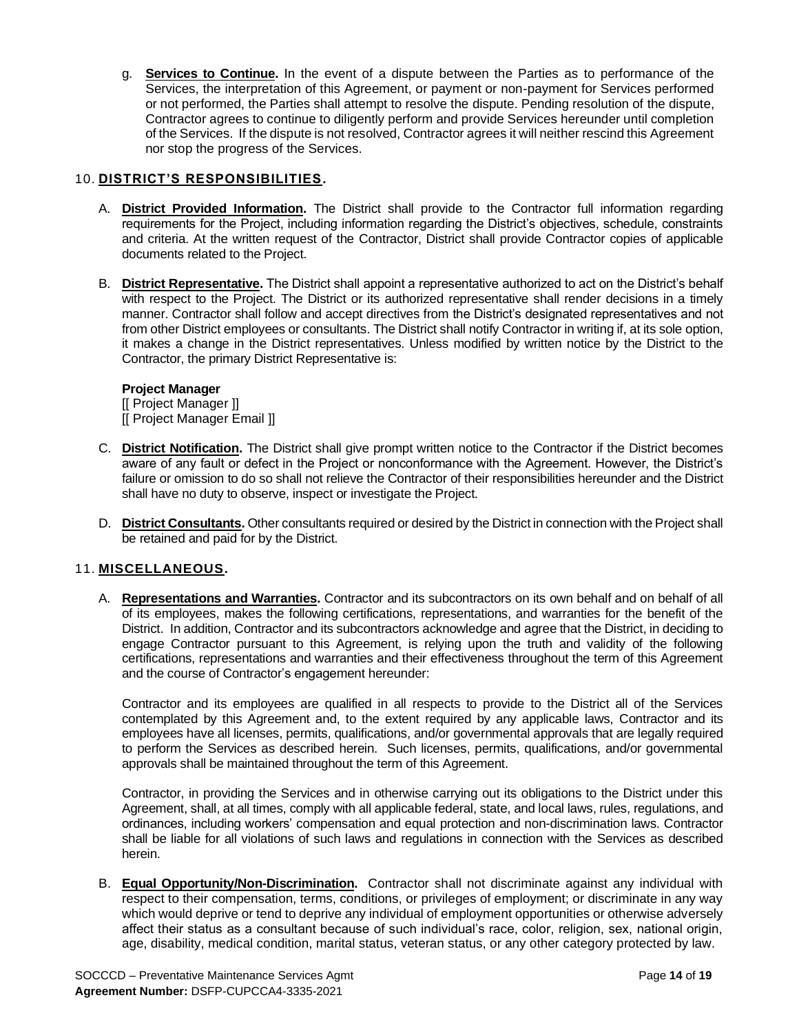g. **Services to Continue.** In the event of a dispute between the Parties as to performance of the Services, the interpretation of this Agreement, or payment or non-payment for Services performed or not performed, the Parties shall attempt to resolve the dispute. Pending resolution of the dispute, Contractor agrees to continue to diligently perform and provide Services hereunder until completion of the Services. If the dispute is not resolved, Contractor agrees it will neither rescind this Agreement nor stop the progress of the Services.

## 10. DISTRICT'S RESPONSIBILITIES.

A. **District Provided Information.** The District shall provide to the Contractor full information regarding requirements for the Project, including information regarding the District's objectives, schedule, constraints and criteria. At the written request of the Contractor, District shall provide Contractor copies of applicable documents related to the Project.

B. **District Representative.** The District shall appoint a representative authorized to act on the District's behalf with respect to the Project. The District or its authorized representative shall render decisions in a timely manner. Contractor shall follow and accept directives from the District's designated representatives and not from other District employees or consultants. The District shall notify Contractor in writing if, at its sole option, it makes a change in the District representatives. Unless modified by written notice by the District to the Contractor, the primary District Representative is:

**Project Manager**
[[ Project Manager ]]
[[ Project Manager Email ]]

C. **District Notification.** The District shall give prompt written notice to the Contractor if the District becomes aware of any fault or defect in the Project or nonconformance with the Agreement. However, the District's failure or omission to do so shall not relieve the Contractor of their responsibilities hereunder and the District shall have no duty to observe, inspect or investigate the Project.

D. **District Consultants.** Other consultants required or desired by the District in connection with the Project shall be retained and paid for by the District.

## 11. MISCELLANEOUS.

A. **Representations and Warranties.** Contractor and its subcontractors on its own behalf and on behalf of all of its employees, makes the following certifications, representations, and warranties for the benefit of the District. In addition, Contractor and its subcontractors acknowledge and agree that the District, in deciding to engage Contractor pursuant to this Agreement, is relying upon the truth and validity of the following certifications, representations and warranties and their effectiveness throughout the term of this Agreement and the course of Contractor's engagement hereunder:

Contractor and its employees are qualified in all respects to provide to the District all of the Services contemplated by this Agreement and, to the extent required by any applicable laws, Contractor and its employees have all licenses, permits, qualifications, and/or governmental approvals that are legally required to perform the Services as described herein. Such licenses, permits, qualifications, and/or governmental approvals shall be maintained throughout the term of this Agreement.

Contractor, in providing the Services and in otherwise carrying out its obligations to the District under this Agreement, shall, at all times, comply with all applicable federal, state, and local laws, rules, regulations, and ordinances, including workers' compensation and equal protection and non-discrimination laws. Contractor shall be liable for all violations of such laws and regulations in connection with the Services as described herein.

B. **Equal Opportunity/Non-Discrimination.** Contractor shall not discriminate against any individual with respect to their compensation, terms, conditions, or privileges of employment; or discriminate in any way which would deprive or tend to deprive any individual of employment opportunities or otherwise adversely affect their status as a consultant because of such individual's race, color, religion, sex, national origin, age, disability, medical condition, marital status, veteran status, or any other category protected by law.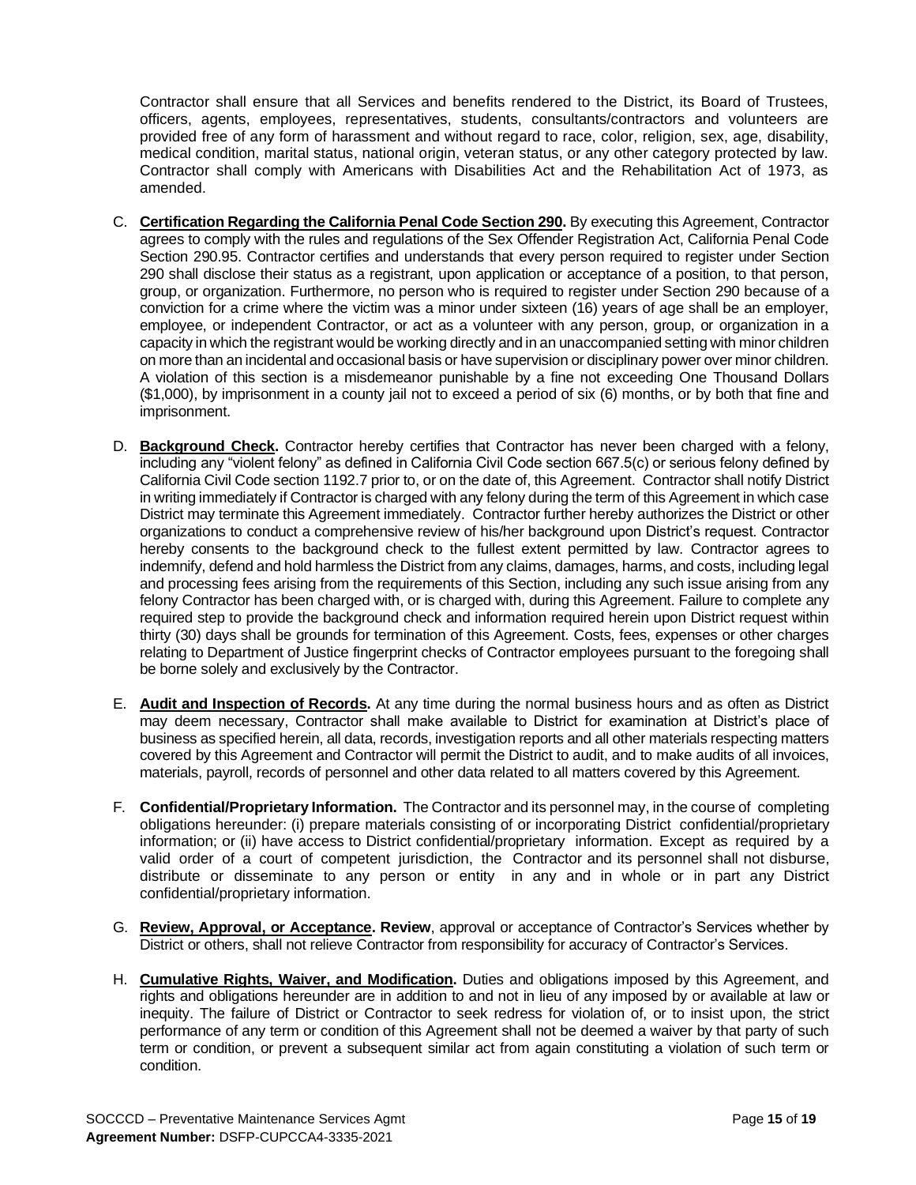Contractor shall ensure that all Services and benefits rendered to the District, its Board of Trustees, officers, agents, employees, representatives, students, consultants/contractors and volunteers are provided free of any form of harassment and without regard to race, color, religion, sex, age, disability, medical condition, marital status, national origin, veteran status, or any other category protected by law. Contractor shall comply with Americans with Disabilities Act and the Rehabilitation Act of 1973, as amended.

C. **Certification Regarding the California Penal Code Section 290.** By executing this Agreement, Contractor agrees to comply with the rules and regulations of the Sex Offender Registration Act, California Penal Code Section 290.95. Contractor certifies and understands that every person required to register under Section 290 shall disclose their status as a registrant, upon application or acceptance of a position, to that person, group, or organization. Furthermore, no person who is required to register under Section 290 because of a conviction for a crime where the victim was a minor under sixteen (16) years of age shall be an employer, employee, or independent Contractor, or act as a volunteer with any person, group, or organization in a capacity in which the registrant would be working directly and in an unaccompanied setting with minor children on more than an incidental and occasional basis or have supervision or disciplinary power over minor children. A violation of this section is a misdemeanor punishable by a fine not exceeding One Thousand Dollars ($1,000), by imprisonment in a county jail not to exceed a period of six (6) months, or by both that fine and imprisonment.

D. **Background Check.** Contractor hereby certifies that Contractor has never been charged with a felony, including any "violent felony" as defined in California Civil Code section 667.5(c) or serious felony defined by California Civil Code section 1192.7 prior to, or on the date of, this Agreement. Contractor shall notify District in writing immediately if Contractor is charged with any felony during the term of this Agreement in which case District may terminate this Agreement immediately. Contractor further hereby authorizes the District or other organizations to conduct a comprehensive review of his/her background upon District's request. Contractor hereby consents to the background check to the fullest extent permitted by law. Contractor agrees to indemnify, defend and hold harmless the District from any claims, damages, harms, and costs, including legal and processing fees arising from the requirements of this Section, including any such issue arising from any felony Contractor has been charged with, or is charged with, during this Agreement. Failure to complete any required step to provide the background check and information required herein upon District request within thirty (30) days shall be grounds for termination of this Agreement. Costs, fees, expenses or other charges relating to Department of Justice fingerprint checks of Contractor employees pursuant to the foregoing shall be borne solely and exclusively by the Contractor.

E. **Audit and Inspection of Records.** At any time during the normal business hours and as often as District may deem necessary, Contractor shall make available to District for examination at District's place of business as specified herein, all data, records, investigation reports and all other materials respecting matters covered by this Agreement and Contractor will permit the District to audit, and to make audits of all invoices, materials, payroll, records of personnel and other data related to all matters covered by this Agreement.

F. **Confidential/Proprietary Information.** The Contractor and its personnel may, in the course of completing obligations hereunder: (i) prepare materials consisting of or incorporating District confidential/proprietary information; or (ii) have access to District confidential/proprietary information. Except as required by a valid order of a court of competent jurisdiction, the Contractor and its personnel shall not disburse, distribute or disseminate to any person or entity in any and in whole or in part any District confidential/proprietary information.

G. **Review, Approval, or Acceptance. Review**, approval or acceptance of Contractor's Services whether by District or others, shall not relieve Contractor from responsibility for accuracy of Contractor's Services.

H. **Cumulative Rights, Waiver, and Modification.** Duties and obligations imposed by this Agreement, and rights and obligations hereunder are in addition to and not in lieu of any imposed by or available at law or inequity. The failure of District or Contractor to seek redress for violation of, or to insist upon, the strict performance of any term or condition of this Agreement shall not be deemed a waiver by that party of such term or condition, or prevent a subsequent similar act from again constituting a violation of such term or condition.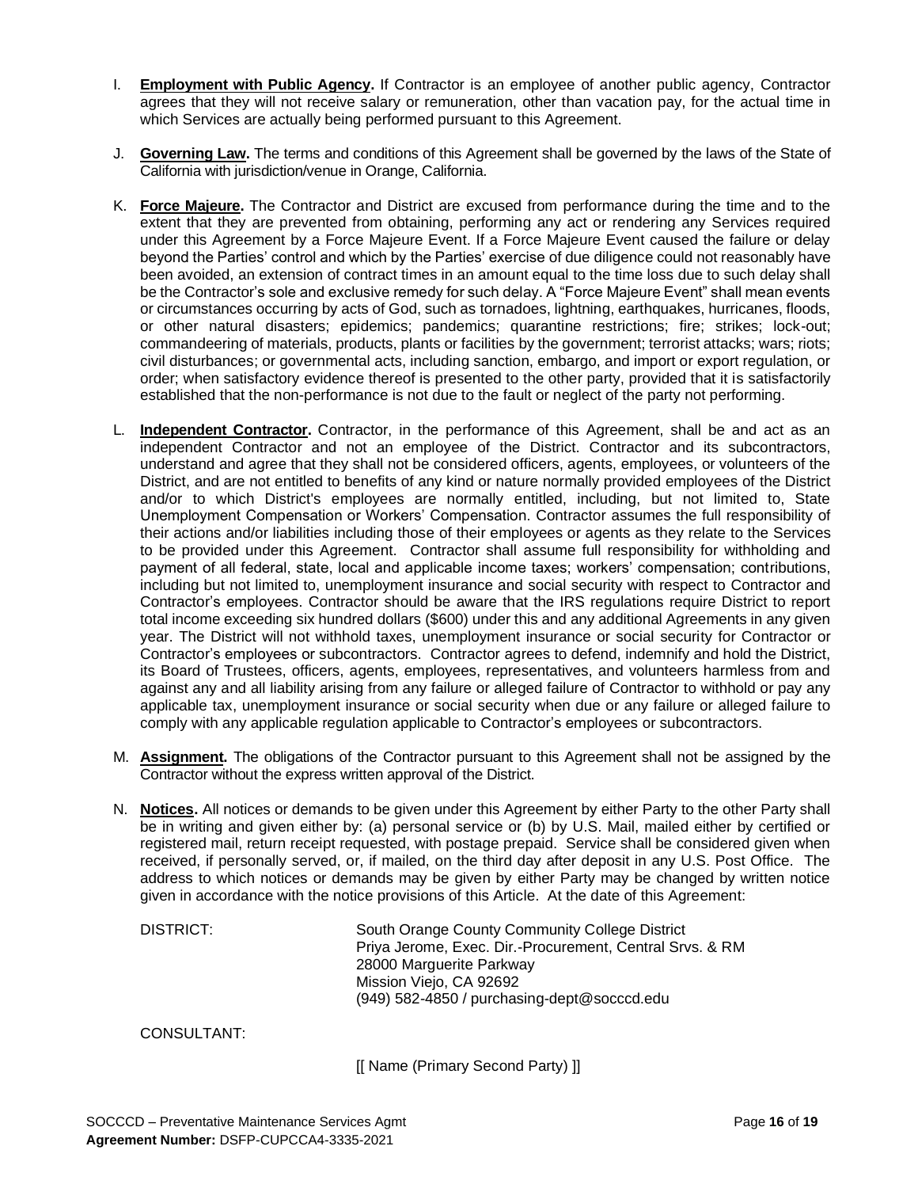I. **Employment with Public Agency.** If Contractor is an employee of another public agency, Contractor agrees that they will not receive salary or remuneration, other than vacation pay, for the actual time in which Services are actually being performed pursuant to this Agreement.

J. **Governing Law.** The terms and conditions of this Agreement shall be governed by the laws of the State of California with jurisdiction/venue in Orange, California.

K. **Force Majeure.** The Contractor and District are excused from performance during the time and to the extent that they are prevented from obtaining, performing any act or rendering any Services required under this Agreement by a Force Majeure Event. If a Force Majeure Event caused the failure or delay beyond the Parties' control and which by the Parties' exercise of due diligence could not reasonably have been avoided, an extension of contract times in an amount equal to the time loss due to such delay shall be the Contractor's sole and exclusive remedy for such delay. A "Force Majeure Event" shall mean events or circumstances occurring by acts of God, such as tornadoes, lightning, earthquakes, hurricanes, floods, or other natural disasters; epidemics; pandemics; quarantine restrictions; fire; strikes; lock-out; commandeering of materials, products, plants or facilities by the government; terrorist attacks; wars; riots; civil disturbances; or governmental acts, including sanction, embargo, and import or export regulation, or order; when satisfactory evidence thereof is presented to the other party, provided that it is satisfactorily established that the non-performance is not due to the fault or neglect of the party not performing.

L. **Independent Contractor.** Contractor, in the performance of this Agreement, shall be and act as an independent Contractor and not an employee of the District. Contractor and its subcontractors, understand and agree that they shall not be considered officers, agents, employees, or volunteers of the District, and are not entitled to benefits of any kind or nature normally provided employees of the District and/or to which District's employees are normally entitled, including, but not limited to, State Unemployment Compensation or Workers' Compensation. Contractor assumes the full responsibility of their actions and/or liabilities including those of their employees or agents as they relate to the Services to be provided under this Agreement. Contractor shall assume full responsibility for withholding and payment of all federal, state, local and applicable income taxes; workers' compensation; contributions, including but not limited to, unemployment insurance and social security with respect to Contractor and Contractor's employees. Contractor should be aware that the IRS regulations require District to report total income exceeding six hundred dollars ($600) under this and any additional Agreements in any given year. The District will not withhold taxes, unemployment insurance or social security for Contractor or Contractor's employees or subcontractors. Contractor agrees to defend, indemnify and hold the District, its Board of Trustees, officers, agents, employees, representatives, and volunteers harmless from and against any and all liability arising from any failure or alleged failure of Contractor to withhold or pay any applicable tax, unemployment insurance or social security when due or any failure or alleged failure to comply with any applicable regulation applicable to Contractor's employees or subcontractors.

M. **Assignment.** The obligations of the Contractor pursuant to this Agreement shall not be assigned by the Contractor without the express written approval of the District.

N. **Notices.** All notices or demands to be given under this Agreement by either Party to the other Party shall be in writing and given either by: (a) personal service or (b) by U.S. Mail, mailed either by certified or registered mail, return receipt requested, with postage prepaid. Service shall be considered given when received, if personally served, or, if mailed, on the third day after deposit in any U.S. Post Office. The address to which notices or demands may be given by either Party may be changed by written notice given in accordance with the notice provisions of this Article. At the date of this Agreement:

DISTRICT:

South Orange County Community College District
Priya Jerome, Exec. Dir.-Procurement, Central Srvs. & RM
28000 Marguerite Parkway
Mission Viejo, CA 92692
(949) 582-4850 / purchasing-dept@socccd.edu

CONSULTANT:

[[ Name (Primary Second Party) ]]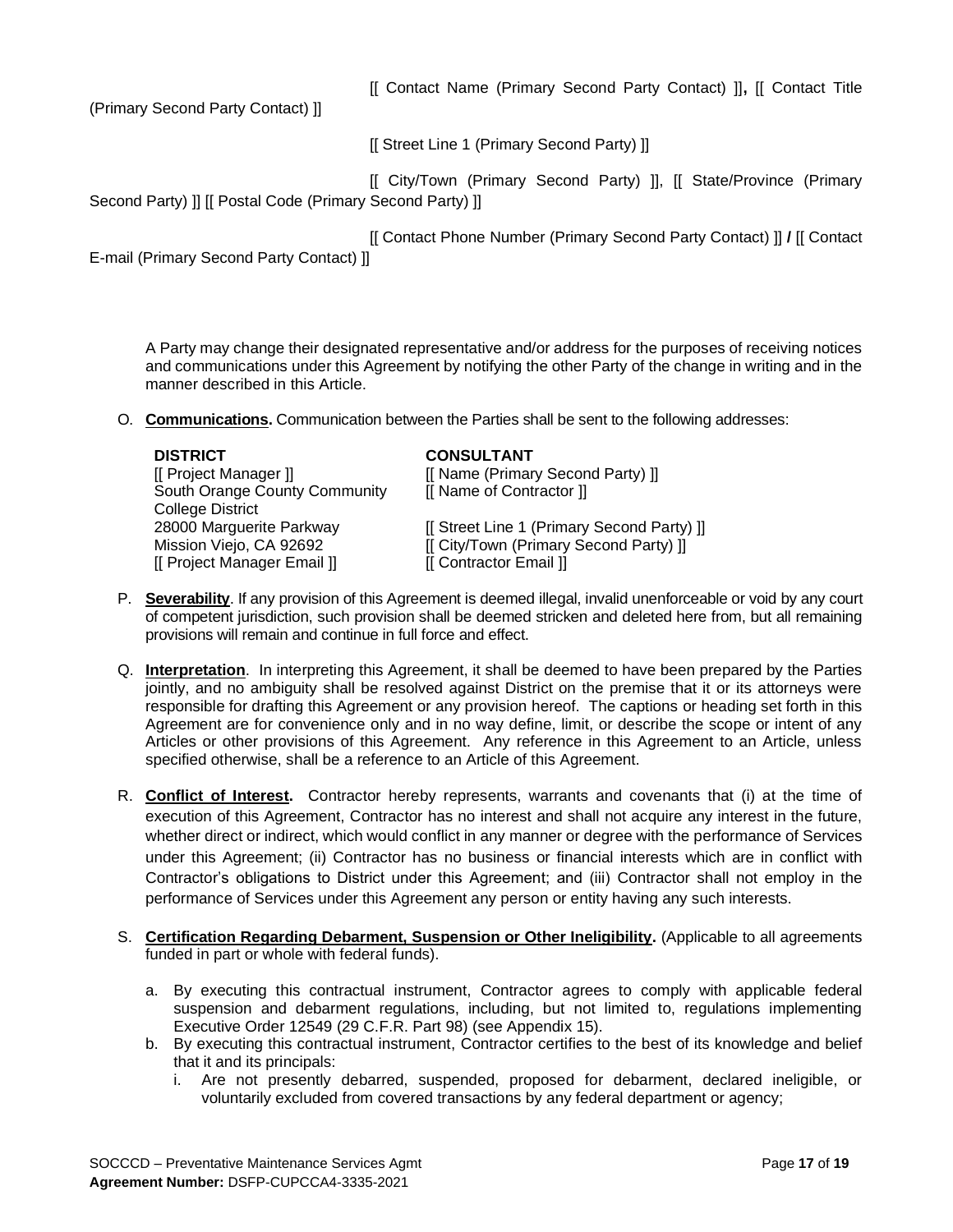[[ Contact Name (Primary Second Party Contact) ]], [[ Contact Title (Primary Second Party Contact) ]]

[[ Street Line 1 (Primary Second Party) ]]

[[ City/Town (Primary Second Party) ]], [[ State/Province (Primary Second Party) ]] [[ Postal Code (Primary Second Party) ]]

[[ Contact Phone Number (Primary Second Party Contact) ]] **/** [[ Contact E-mail (Primary Second Party Contact) ]]

A Party may change their designated representative and/or address for the purposes of receiving notices and communications under this Agreement by notifying the other Party of the change in writing and in the manner described in this Article.

O. **Communications.** Communication between the Parties shall be sent to the following addresses:

| **DISTRICT** | **CONSULTANT** |
|---|---|
| [[ Project Manager ]] | [[ Name (Primary Second Party) ]] |
| South Orange County Community College District | [[ Name of Contractor ]] |
| 28000 Marguerite Parkway | [[ Street Line 1 (Primary Second Party) ]] |
| Mission Viejo, CA 92692 | [[ City/Town (Primary Second Party) ]] |
| [[ Project Manager Email ]] | [[ Contractor Email ]] |

P. **Severability**. If any provision of this Agreement is deemed illegal, invalid unenforceable or void by any court of competent jurisdiction, such provision shall be deemed stricken and deleted here from, but all remaining provisions will remain and continue in full force and effect.

Q. **Interpretation**. In interpreting this Agreement, it shall be deemed to have been prepared by the Parties jointly, and no ambiguity shall be resolved against District on the premise that it or its attorneys were responsible for drafting this Agreement or any provision hereof. The captions or heading set forth in this Agreement are for convenience only and in no way define, limit, or describe the scope or intent of any Articles or other provisions of this Agreement. Any reference in this Agreement to an Article, unless specified otherwise, shall be a reference to an Article of this Agreement.

R. **Conflict of Interest.** Contractor hereby represents, warrants and covenants that (i) at the time of execution of this Agreement, Contractor has no interest and shall not acquire any interest in the future, whether direct or indirect, which would conflict in any manner or degree with the performance of Services under this Agreement; (ii) Contractor has no business or financial interests which are in conflict with Contractor's obligations to District under this Agreement; and (iii) Contractor shall not employ in the performance of Services under this Agreement any person or entity having any such interests.

S. **Certification Regarding Debarment, Suspension or Other Ineligibility.** (Applicable to all agreements funded in part or whole with federal funds).

   a. By executing this contractual instrument, Contractor agrees to comply with applicable federal suspension and debarment regulations, including, but not limited to, regulations implementing Executive Order 12549 (29 C.F.R. Part 98) (see Appendix 15).
   b. By executing this contractual instrument, Contractor certifies to the best of its knowledge and belief that it and its principals:
      i. Are not presently debarred, suspended, proposed for debarment, declared ineligible, or voluntarily excluded from covered transactions by any federal department or agency;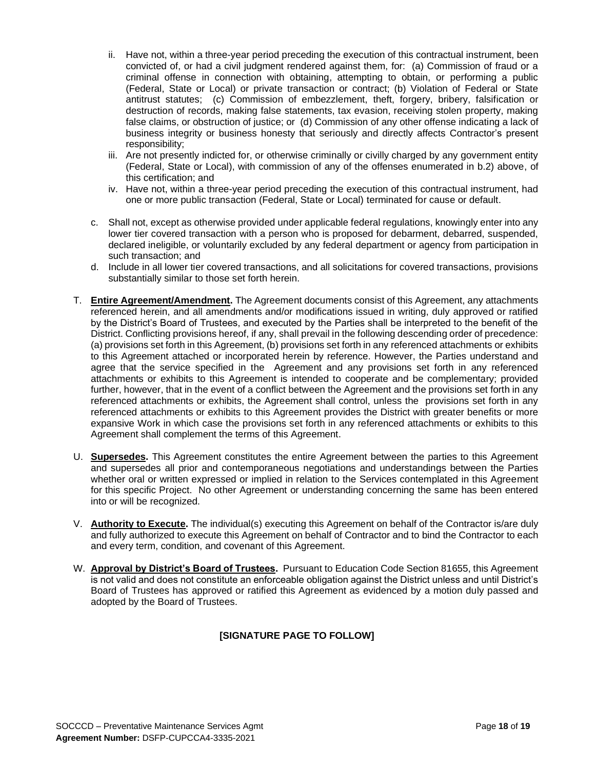ii. Have not, within a three-year period preceding the execution of this contractual instrument, been convicted of, or had a civil judgment rendered against them, for: (a) Commission of fraud or a criminal offense in connection with obtaining, attempting to obtain, or performing a public (Federal, State or Local) or private transaction or contract; (b) Violation of Federal or State antitrust statutes; (c) Commission of embezzlement, theft, forgery, bribery, falsification or destruction of records, making false statements, tax evasion, receiving stolen property, making false claims, or obstruction of justice; or (d) Commission of any other offense indicating a lack of business integrity or business honesty that seriously and directly affects Contractor's present responsibility;

iii. Are not presently indicted for, or otherwise criminally or civilly charged by any government entity (Federal, State or Local), with commission of any of the offenses enumerated in b.2) above, of this certification; and

iv. Have not, within a three-year period preceding the execution of this contractual instrument, had one or more public transaction (Federal, State or Local) terminated for cause or default.

c. Shall not, except as otherwise provided under applicable federal regulations, knowingly enter into any lower tier covered transaction with a person who is proposed for debarment, debarred, suspended, declared ineligible, or voluntarily excluded by any federal department or agency from participation in such transaction; and

d. Include in all lower tier covered transactions, and all solicitations for covered transactions, provisions substantially similar to those set forth herein.

T. **Entire Agreement/Amendment.** The Agreement documents consist of this Agreement, any attachments referenced herein, and all amendments and/or modifications issued in writing, duly approved or ratified by the District's Board of Trustees, and executed by the Parties shall be interpreted to the benefit of the District. Conflicting provisions hereof, if any, shall prevail in the following descending order of precedence: (a) provisions set forth in this Agreement, (b) provisions set forth in any referenced attachments or exhibits to this Agreement attached or incorporated herein by reference. However, the Parties understand and agree that the service specified in the Agreement and any provisions set forth in any referenced attachments or exhibits to this Agreement is intended to cooperate and be complementary; provided further, however, that in the event of a conflict between the Agreement and the provisions set forth in any referenced attachments or exhibits, the Agreement shall control, unless the provisions set forth in any referenced attachments or exhibits to this Agreement provides the District with greater benefits or more expansive Work in which case the provisions set forth in any referenced attachments or exhibits to this Agreement shall complement the terms of this Agreement.

U. **Supersedes.** This Agreement constitutes the entire Agreement between the parties to this Agreement and supersedes all prior and contemporaneous negotiations and understandings between the Parties whether oral or written expressed or implied in relation to the Services contemplated in this Agreement for this specific Project. No other Agreement or understanding concerning the same has been entered into or will be recognized.

V. **Authority to Execute.** The individual(s) executing this Agreement on behalf of the Contractor is/are duly and fully authorized to execute this Agreement on behalf of Contractor and to bind the Contractor to each and every term, condition, and covenant of this Agreement.

W. **Approval by District's Board of Trustees.** Pursuant to Education Code Section 81655, this Agreement is not valid and does not constitute an enforceable obligation against the District unless and until District's Board of Trustees has approved or ratified this Agreement as evidenced by a motion duly passed and adopted by the Board of Trustees.

**[SIGNATURE PAGE TO FOLLOW]**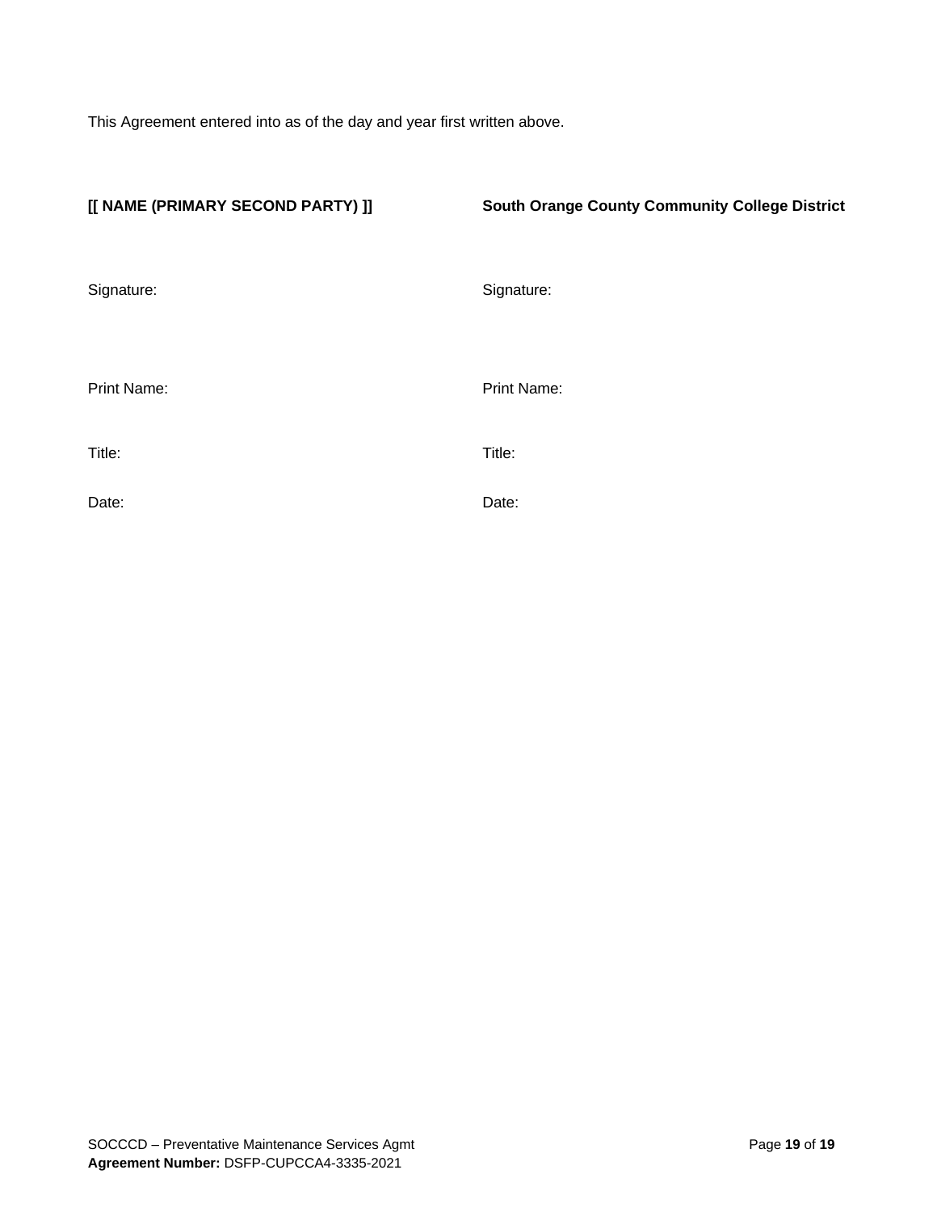This Agreement entered into as of the day and year first written above.

| **[[ NAME (PRIMARY SECOND PARTY) ]]** | **South Orange County Community College District** |
| --- | --- |
| Signature: | Signature: |
| Print Name: | Print Name: |
| Title: | Title: |
| Date: | Date: |

SOCCCD – Preventative Maintenance Services Agmt
**Agreement Number:** DSFP-CUPCCA4-3335-2021